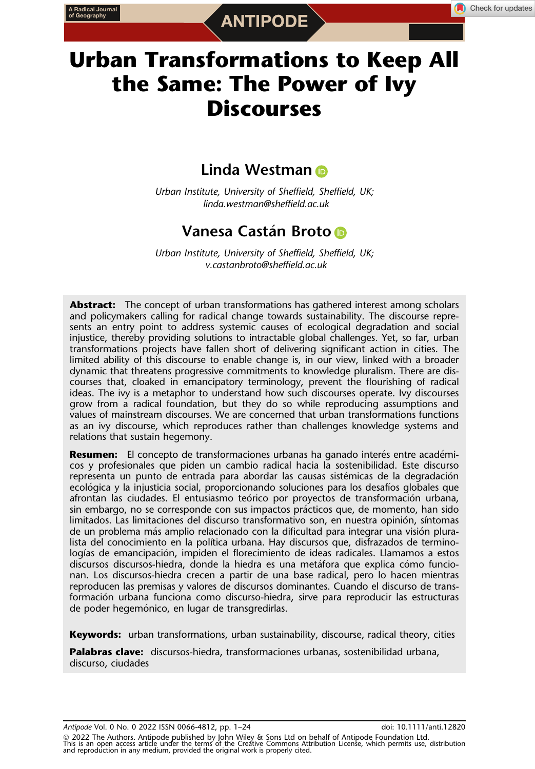# Urban Transformations to Keep All the Same: The Power of Ivy Discourses

## Linda Westman

*Urban Institute, University of Sheffield, Sheffield, UK; linda.westman@sheffield.ac.uk*

## Vanesa Castán Broto

*Urban Institute, University of Sheffield, Sheffield, UK; v.castanbroto@sheffield.ac.uk*

**Abstract:** The concept of urban transformations has gathered interest among scholars and policymakers calling for radical change towards sustainability. The discourse represents an entry point to address systemic causes of ecological degradation and social injustice, thereby providing solutions to intractable global challenges. Yet, so far, urban transformations projects have fallen short of delivering significant action in cities. The limited ability of this discourse to enable change is, in our view, linked with a broader dynamic that threatens progressive commitments to knowledge pluralism. There are discourses that, cloaked in emancipatory terminology, prevent the flourishing of radical ideas. The ivy is a metaphor to understand how such discourses operate. Ivy discourses grow from a radical foundation, but they do so while reproducing assumptions and values of mainstream discourses. We are concerned that urban transformations functions as an ivy discourse, which reproduces rather than challenges knowledge systems and relations that sustain hegemony.

**Resumen:** El concepto de transformaciones urbanas ha ganado interés entre académicos y profesionales que piden un cambio radical hacia la sostenibilidad. Este discurso representa un punto de entrada para abordar las causas sistémicas de la degradación ecológica y la injusticia social, proporcionando soluciones para los desafíos globales que afrontan las ciudades. El entusiasmo teórico por proyectos de transformación urbana, sin embargo, no se corresponde con sus impactos prácticos que, de momento, han sido limitados. Las limitaciones del discurso transformativo son, en nuestra opinión, síntomas de un problema más amplio relacionado con la dificultad para integrar una visión pluralista del conocimiento en la política urbana. Hay discursos que, disfrazados de terminologías de emancipación, impiden el florecimiento de ideas radicales. Llamamos a estos discursos discursos-hiedra, donde la hiedra es una metáfora que explica cómo funcionan. Los discursos-hiedra crecen a partir de una base radical, pero lo hacen mientras reproducen las premisas y valores de discursos dominantes. Cuando el discurso de transformación urbana funciona como discurso-hiedra, sirve para reproducir las estructuras de poder hegemónico, en lugar de transgredirlas.

**Keywords:** urban transformations, urban sustainability, discourse, radical theory, cities

**Palabras clave:** discursos-hiedra, transformaciones urbanas, sostenibilidad urbana, discurso, ciudades

© 2022 The Authors. Antipode published by John Wiley & Sons Ltd on behalf of Antipode Foundation Ltd.
This is an open access article under the terms of the Creative Commons Attribution License, which permits use, distribution and reproduction in any medium, provided the original work is properly cited.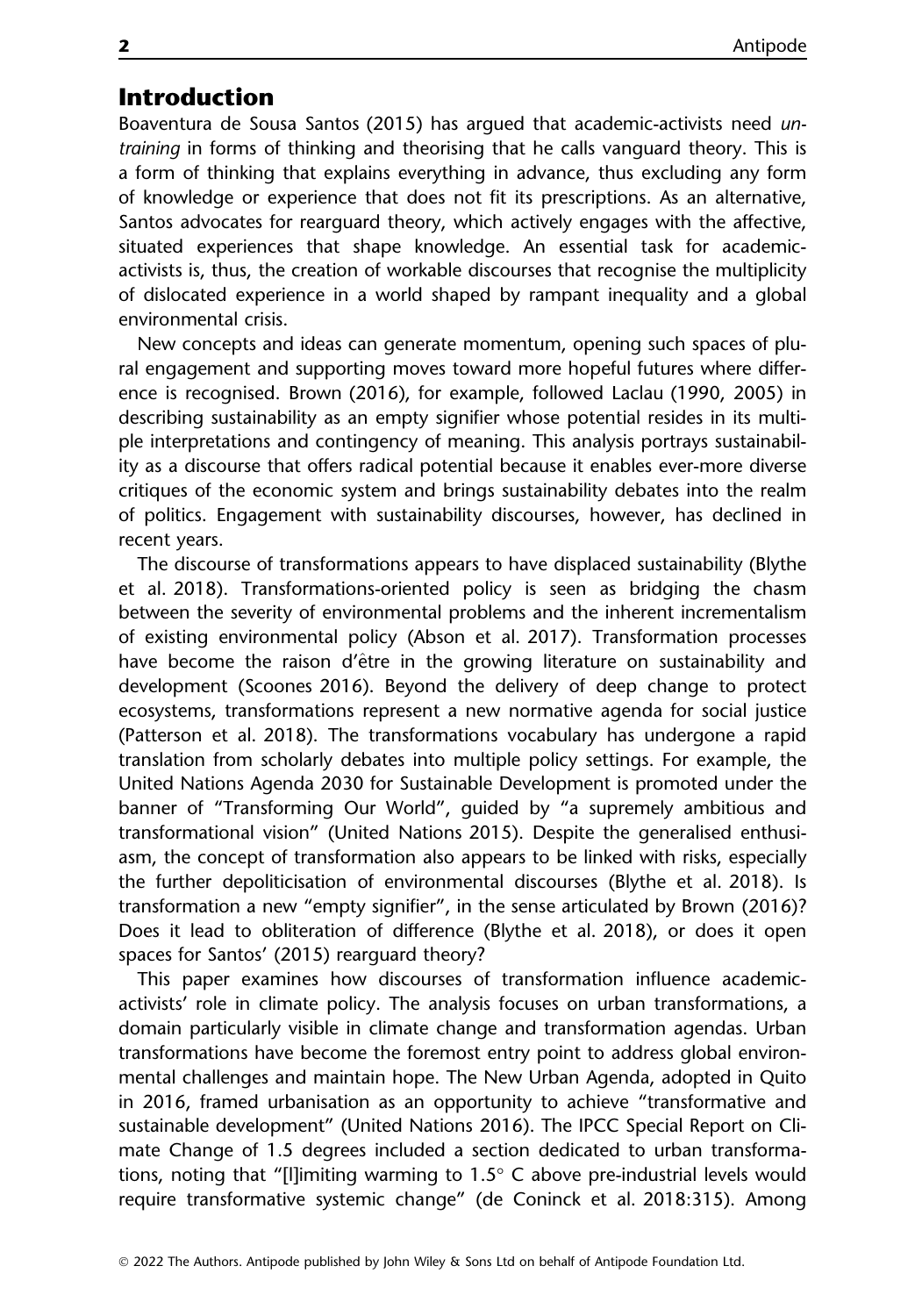## Introduction

Boaventura de Sousa Santos (2015) has argued that academic-activists need *untraining* in forms of thinking and theorising that he calls vanguard theory. This is a form of thinking that explains everything in advance, thus excluding any form of knowledge or experience that does not fit its prescriptions. As an alternative, Santos advocates for rearguard theory, which actively engages with the affective, situated experiences that shape knowledge. An essential task for academic-activists is, thus, the creation of workable discourses that recognise the multiplicity of dislocated experience in a world shaped by rampant inequality and a global environmental crisis.

New concepts and ideas can generate momentum, opening such spaces of plural engagement and supporting moves toward more hopeful futures where difference is recognised. Brown (2016), for example, followed Laclau (1990, 2005) in describing sustainability as an empty signifier whose potential resides in its multiple interpretations and contingency of meaning. This analysis portrays sustainability as a discourse that offers radical potential because it enables ever-more diverse critiques of the economic system and brings sustainability debates into the realm of politics. Engagement with sustainability discourses, however, has declined in recent years.

The discourse of transformations appears to have displaced sustainability (Blythe et al. 2018). Transformations-oriented policy is seen as bridging the chasm between the severity of environmental problems and the inherent incrementalism of existing environmental policy (Abson et al. 2017). Transformation processes have become the raison d'être in the growing literature on sustainability and development (Scoones 2016). Beyond the delivery of deep change to protect ecosystems, transformations represent a new normative agenda for social justice (Patterson et al. 2018). The transformations vocabulary has undergone a rapid translation from scholarly debates into multiple policy settings. For example, the United Nations Agenda 2030 for Sustainable Development is promoted under the banner of "Transforming Our World", guided by "a supremely ambitious and transformational vision" (United Nations 2015). Despite the generalised enthusiasm, the concept of transformation also appears to be linked with risks, especially the further depoliticisation of environmental discourses (Blythe et al. 2018). Is transformation a new "empty signifier", in the sense articulated by Brown (2016)? Does it lead to obliteration of difference (Blythe et al. 2018), or does it open spaces for Santos' (2015) rearguard theory?

This paper examines how discourses of transformation influence academic-activists' role in climate policy. The analysis focuses on urban transformations, a domain particularly visible in climate change and transformation agendas. Urban transformations have become the foremost entry point to address global environmental challenges and maintain hope. The New Urban Agenda, adopted in Quito in 2016, framed urbanisation as an opportunity to achieve "transformative and sustainable development" (United Nations 2016). The IPCC Special Report on Climate Change of 1.5 degrees included a section dedicated to urban transformations, noting that "[l]imiting warming to 1.5° C above pre-industrial levels would require transformative systemic change" (de Coninck et al. 2018:315). Among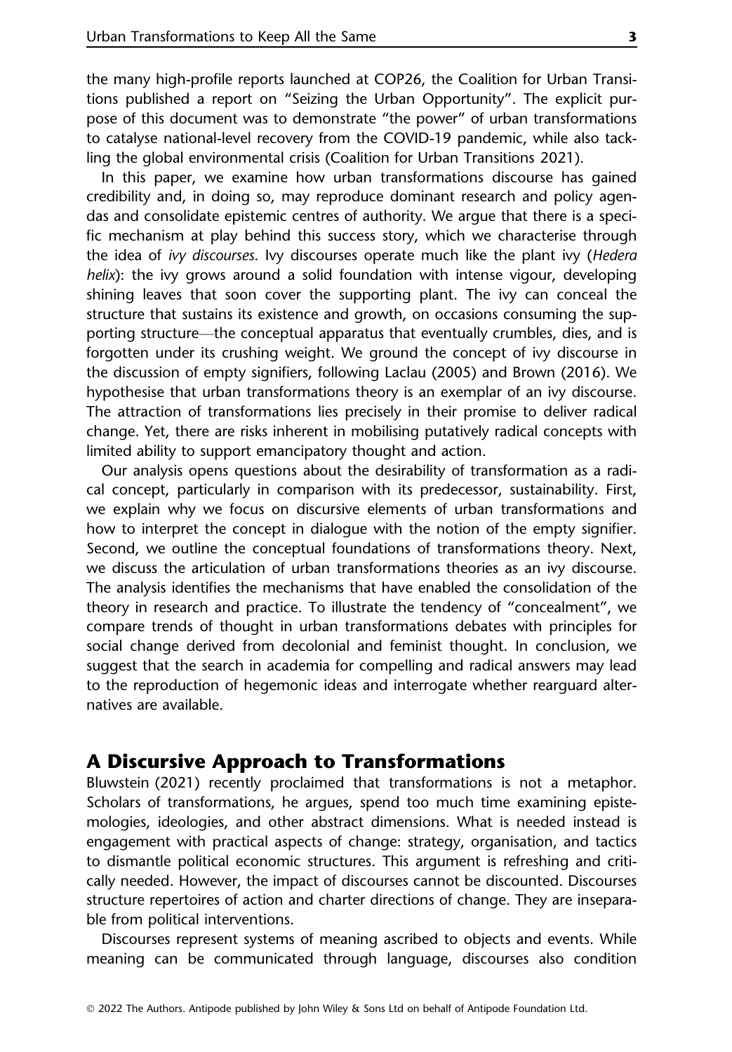the many high-profile reports launched at COP26, the Coalition for Urban Transitions published a report on "Seizing the Urban Opportunity". The explicit purpose of this document was to demonstrate "the power" of urban transformations to catalyse national-level recovery from the COVID-19 pandemic, while also tackling the global environmental crisis (Coalition for Urban Transitions 2021).

In this paper, we examine how urban transformations discourse has gained credibility and, in doing so, may reproduce dominant research and policy agendas and consolidate epistemic centres of authority. We argue that there is a specific mechanism at play behind this success story, which we characterise through the idea of *ivy discourses*. Ivy discourses operate much like the plant ivy (*Hedera helix*): the ivy grows around a solid foundation with intense vigour, developing shining leaves that soon cover the supporting plant. The ivy can conceal the structure that sustains its existence and growth, on occasions consuming the supporting structure—the conceptual apparatus that eventually crumbles, dies, and is forgotten under its crushing weight. We ground the concept of ivy discourse in the discussion of empty signifiers, following Laclau (2005) and Brown (2016). We hypothesise that urban transformations theory is an exemplar of an ivy discourse. The attraction of transformations lies precisely in their promise to deliver radical change. Yet, there are risks inherent in mobilising putatively radical concepts with limited ability to support emancipatory thought and action.

Our analysis opens questions about the desirability of transformation as a radical concept, particularly in comparison with its predecessor, sustainability. First, we explain why we focus on discursive elements of urban transformations and how to interpret the concept in dialogue with the notion of the empty signifier. Second, we outline the conceptual foundations of transformations theory. Next, we discuss the articulation of urban transformations theories as an ivy discourse. The analysis identifies the mechanisms that have enabled the consolidation of the theory in research and practice. To illustrate the tendency of "concealment", we compare trends of thought in urban transformations debates with principles for social change derived from decolonial and feminist thought. In conclusion, we suggest that the search in academia for compelling and radical answers may lead to the reproduction of hegemonic ideas and interrogate whether rearguard alternatives are available.

## A Discursive Approach to Transformations

Bluwstein (2021) recently proclaimed that transformations is not a metaphor. Scholars of transformations, he argues, spend too much time examining epistemologies, ideologies, and other abstract dimensions. What is needed instead is engagement with practical aspects of change: strategy, organisation, and tactics to dismantle political economic structures. This argument is refreshing and critically needed. However, the impact of discourses cannot be discounted. Discourses structure repertoires of action and charter directions of change. They are inseparable from political interventions.

Discourses represent systems of meaning ascribed to objects and events. While meaning can be communicated through language, discourses also condition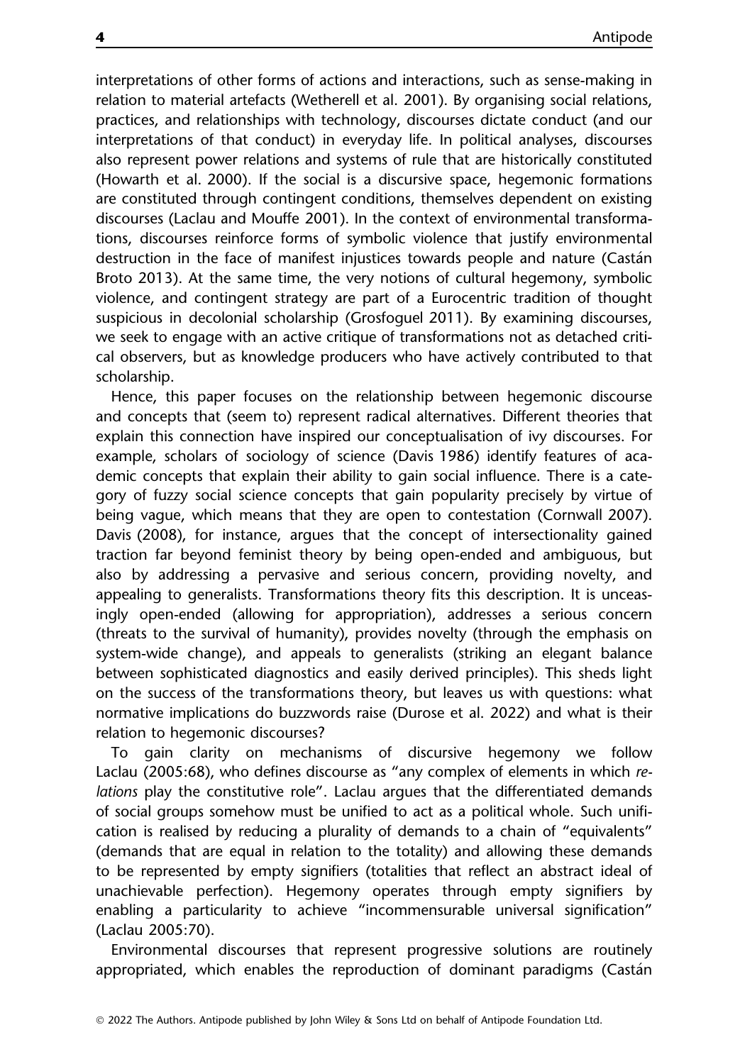interpretations of other forms of actions and interactions, such as sense-making in relation to material artefacts (Wetherell et al. 2001). By organising social relations, practices, and relationships with technology, discourses dictate conduct (and our interpretations of that conduct) in everyday life. In political analyses, discourses also represent power relations and systems of rule that are historically constituted (Howarth et al. 2000). If the social is a discursive space, hegemonic formations are constituted through contingent conditions, themselves dependent on existing discourses (Laclau and Mouffe 2001). In the context of environmental transformations, discourses reinforce forms of symbolic violence that justify environmental destruction in the face of manifest injustices towards people and nature (Castán Broto 2013). At the same time, the very notions of cultural hegemony, symbolic violence, and contingent strategy are part of a Eurocentric tradition of thought suspicious in decolonial scholarship (Grosfoguel 2011). By examining discourses, we seek to engage with an active critique of transformations not as detached critical observers, but as knowledge producers who have actively contributed to that scholarship.

Hence, this paper focuses on the relationship between hegemonic discourse and concepts that (seem to) represent radical alternatives. Different theories that explain this connection have inspired our conceptualisation of ivy discourses. For example, scholars of sociology of science (Davis 1986) identify features of academic concepts that explain their ability to gain social influence. There is a category of fuzzy social science concepts that gain popularity precisely by virtue of being vague, which means that they are open to contestation (Cornwall 2007). Davis (2008), for instance, argues that the concept of intersectionality gained traction far beyond feminist theory by being open-ended and ambiguous, but also by addressing a pervasive and serious concern, providing novelty, and appealing to generalists. Transformations theory fits this description. It is unceasingly open-ended (allowing for appropriation), addresses a serious concern (threats to the survival of humanity), provides novelty (through the emphasis on system-wide change), and appeals to generalists (striking an elegant balance between sophisticated diagnostics and easily derived principles). This sheds light on the success of the transformations theory, but leaves us with questions: what normative implications do buzzwords raise (Durose et al. 2022) and what is their relation to hegemonic discourses?

To gain clarity on mechanisms of discursive hegemony we follow Laclau (2005:68), who defines discourse as "any complex of elements in which *relations* play the constitutive role". Laclau argues that the differentiated demands of social groups somehow must be unified to act as a political whole. Such unification is realised by reducing a plurality of demands to a chain of "equivalents" (demands that are equal in relation to the totality) and allowing these demands to be represented by empty signifiers (totalities that reflect an abstract ideal of unachievable perfection). Hegemony operates through empty signifiers by enabling a particularity to achieve "incommensurable universal signification" (Laclau 2005:70).

Environmental discourses that represent progressive solutions are routinely appropriated, which enables the reproduction of dominant paradigms (Castán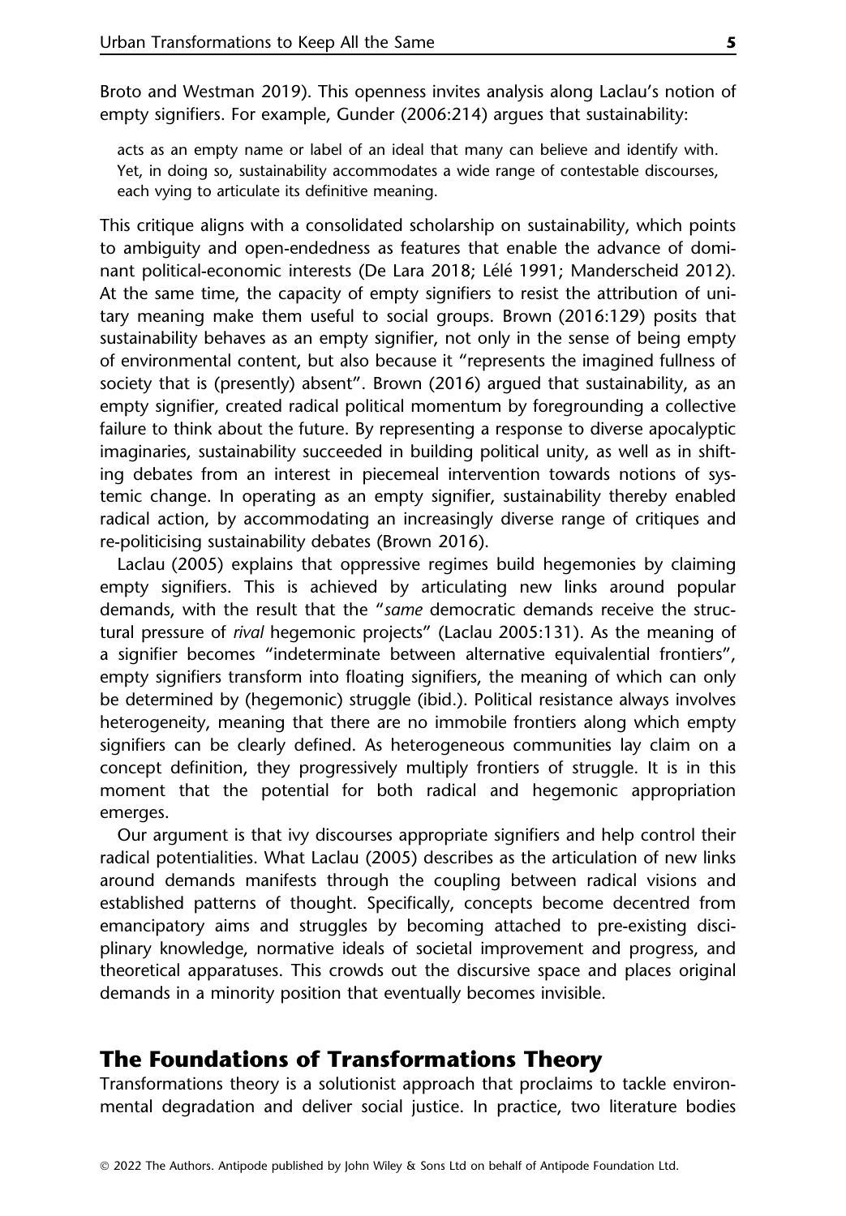Broto and Westman 2019). This openness invites analysis along Laclau's notion of empty signifiers. For example, Gunder (2006:214) argues that sustainability:

> acts as an empty name or label of an ideal that many can believe and identify with. Yet, in doing so, sustainability accommodates a wide range of contestable discourses, each vying to articulate its definitive meaning.

This critique aligns with a consolidated scholarship on sustainability, which points to ambiguity and open-endedness as features that enable the advance of dominant political-economic interests (De Lara 2018; Lélé 1991; Manderscheid 2012). At the same time, the capacity of empty signifiers to resist the attribution of unitary meaning make them useful to social groups. Brown (2016:129) posits that sustainability behaves as an empty signifier, not only in the sense of being empty of environmental content, but also because it "represents the imagined fullness of society that is (presently) absent". Brown (2016) argued that sustainability, as an empty signifier, created radical political momentum by foregrounding a collective failure to think about the future. By representing a response to diverse apocalyptic imaginaries, sustainability succeeded in building political unity, as well as in shifting debates from an interest in piecemeal intervention towards notions of systemic change. In operating as an empty signifier, sustainability thereby enabled radical action, by accommodating an increasingly diverse range of critiques and re-politicising sustainability debates (Brown 2016).

Laclau (2005) explains that oppressive regimes build hegemonies by claiming empty signifiers. This is achieved by articulating new links around popular demands, with the result that the "*same* democratic demands receive the structural pressure of *rival* hegemonic projects" (Laclau 2005:131). As the meaning of a signifier becomes "indeterminate between alternative equivalential frontiers", empty signifiers transform into floating signifiers, the meaning of which can only be determined by (hegemonic) struggle (ibid.). Political resistance always involves heterogeneity, meaning that there are no immobile frontiers along which empty signifiers can be clearly defined. As heterogeneous communities lay claim on a concept definition, they progressively multiply frontiers of struggle. It is in this moment that the potential for both radical and hegemonic appropriation emerges.

Our argument is that ivy discourses appropriate signifiers and help control their radical potentialities. What Laclau (2005) describes as the articulation of new links around demands manifests through the coupling between radical visions and established patterns of thought. Specifically, concepts become decentred from emancipatory aims and struggles by becoming attached to pre-existing disciplinary knowledge, normative ideals of societal improvement and progress, and theoretical apparatuses. This crowds out the discursive space and places original demands in a minority position that eventually becomes invisible.

## The Foundations of Transformations Theory

Transformations theory is a solutionist approach that proclaims to tackle environmental degradation and deliver social justice. In practice, two literature bodies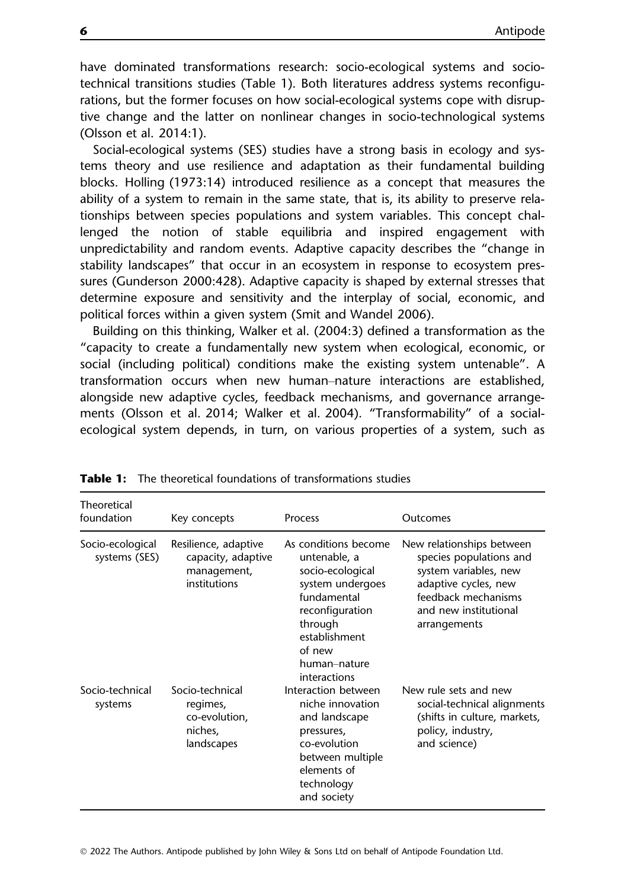have dominated transformations research: socio-ecological systems and socio-technical transitions studies (Table 1). Both literatures address systems reconfigurations, but the former focuses on how social-ecological systems cope with disruptive change and the latter on nonlinear changes in socio-technological systems (Olsson et al. 2014:1).

Social-ecological systems (SES) studies have a strong basis in ecology and systems theory and use resilience and adaptation as their fundamental building blocks. Holling (1973:14) introduced resilience as a concept that measures the ability of a system to remain in the same state, that is, its ability to preserve relationships between species populations and system variables. This concept challenged the notion of stable equilibria and inspired engagement with unpredictability and random events. Adaptive capacity describes the "change in stability landscapes" that occur in an ecosystem in response to ecosystem pressures (Gunderson 2000:428). Adaptive capacity is shaped by external stresses that determine exposure and sensitivity and the interplay of social, economic, and political forces within a given system (Smit and Wandel 2006).

Building on this thinking, Walker et al. (2004:3) defined a transformation as the "capacity to create a fundamentally new system when ecological, economic, or social (including political) conditions make the existing system untenable". A transformation occurs when new human–nature interactions are established, alongside new adaptive cycles, feedback mechanisms, and governance arrangements (Olsson et al. 2014; Walker et al. 2004). "Transformability" of a social-ecological system depends, in turn, on various properties of a system, such as

**Table 1:** The theoretical foundations of transformations studies

| Theoretical foundation | Key concepts | Process | Outcomes |
|---|---|---|---|
| Socio-ecological systems (SES) | Resilience, adaptive capacity, adaptive management, institutions | As conditions become untenable, a socio-ecological system undergoes fundamental reconfiguration through establishment of new human–nature interactions | New relationships between species populations and system variables, new adaptive cycles, new feedback mechanisms and new institutional arrangements |
| Socio-technical systems | Socio-technical regimes, co-evolution, niches, landscapes | Interaction between niche innovation and landscape pressures, co-evolution between multiple elements of technology and society | New rule sets and new social-technical alignments (shifts in culture, markets, policy, industry, and science) |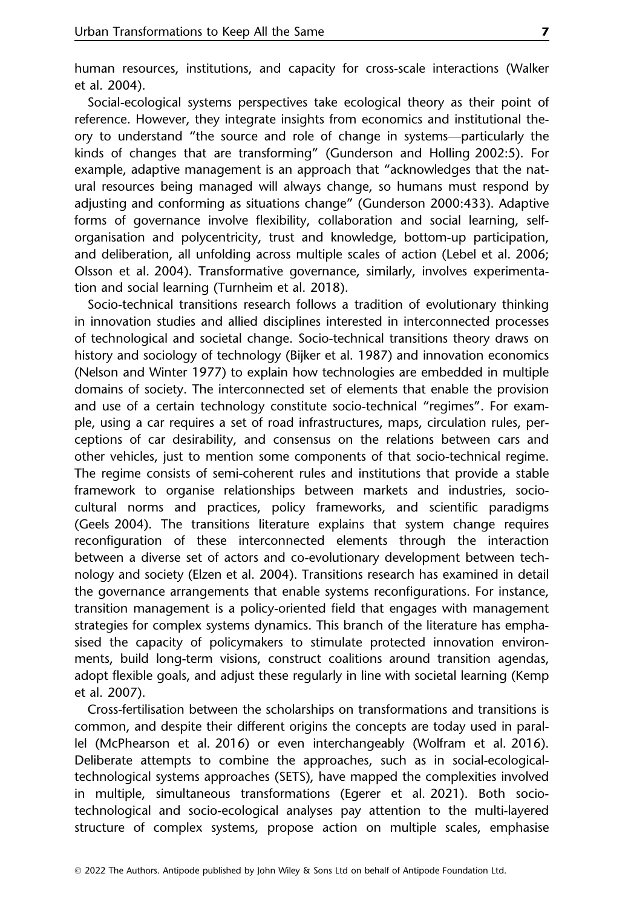human resources, institutions, and capacity for cross-scale interactions (Walker et al. 2004).

Social-ecological systems perspectives take ecological theory as their point of reference. However, they integrate insights from economics and institutional theory to understand "the source and role of change in systems—particularly the kinds of changes that are transforming" (Gunderson and Holling 2002:5). For example, adaptive management is an approach that "acknowledges that the natural resources being managed will always change, so humans must respond by adjusting and conforming as situations change" (Gunderson 2000:433). Adaptive forms of governance involve flexibility, collaboration and social learning, self-organisation and polycentricity, trust and knowledge, bottom-up participation, and deliberation, all unfolding across multiple scales of action (Lebel et al. 2006; Olsson et al. 2004). Transformative governance, similarly, involves experimentation and social learning (Turnheim et al. 2018).

Socio-technical transitions research follows a tradition of evolutionary thinking in innovation studies and allied disciplines interested in interconnected processes of technological and societal change. Socio-technical transitions theory draws on history and sociology of technology (Bijker et al. 1987) and innovation economics (Nelson and Winter 1977) to explain how technologies are embedded in multiple domains of society. The interconnected set of elements that enable the provision and use of a certain technology constitute socio-technical "regimes". For example, using a car requires a set of road infrastructures, maps, circulation rules, perceptions of car desirability, and consensus on the relations between cars and other vehicles, just to mention some components of that socio-technical regime. The regime consists of semi-coherent rules and institutions that provide a stable framework to organise relationships between markets and industries, socio-cultural norms and practices, policy frameworks, and scientific paradigms (Geels 2004). The transitions literature explains that system change requires reconfiguration of these interconnected elements through the interaction between a diverse set of actors and co-evolutionary development between technology and society (Elzen et al. 2004). Transitions research has examined in detail the governance arrangements that enable systems reconfigurations. For instance, transition management is a policy-oriented field that engages with management strategies for complex systems dynamics. This branch of the literature has emphasised the capacity of policymakers to stimulate protected innovation environments, build long-term visions, construct coalitions around transition agendas, adopt flexible goals, and adjust these regularly in line with societal learning (Kemp et al. 2007).

Cross-fertilisation between the scholarships on transformations and transitions is common, and despite their different origins the concepts are today used in parallel (McPhearson et al. 2016) or even interchangeably (Wolfram et al. 2016). Deliberate attempts to combine the approaches, such as in social-ecological-technological systems approaches (SETS), have mapped the complexities involved in multiple, simultaneous transformations (Egerer et al. 2021). Both socio-technological and socio-ecological analyses pay attention to the multi-layered structure of complex systems, propose action on multiple scales, emphasise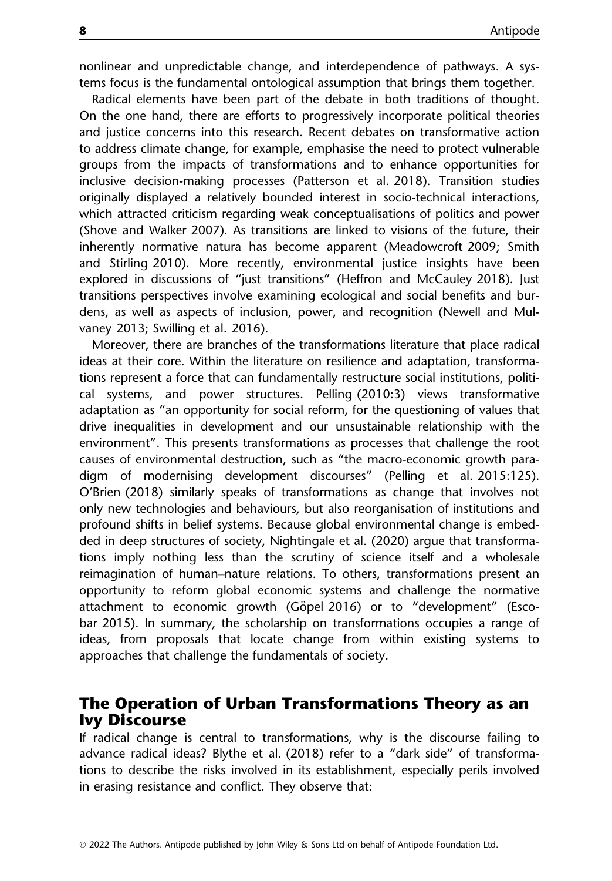nonlinear and unpredictable change, and interdependence of pathways. A systems focus is the fundamental ontological assumption that brings them together.

Radical elements have been part of the debate in both traditions of thought. On the one hand, there are efforts to progressively incorporate political theories and justice concerns into this research. Recent debates on transformative action to address climate change, for example, emphasise the need to protect vulnerable groups from the impacts of transformations and to enhance opportunities for inclusive decision-making processes (Patterson et al. 2018). Transition studies originally displayed a relatively bounded interest in socio-technical interactions, which attracted criticism regarding weak conceptualisations of politics and power (Shove and Walker 2007). As transitions are linked to visions of the future, their inherently normative natura has become apparent (Meadowcroft 2009; Smith and Stirling 2010). More recently, environmental justice insights have been explored in discussions of "just transitions" (Heffron and McCauley 2018). Just transitions perspectives involve examining ecological and social benefits and burdens, as well as aspects of inclusion, power, and recognition (Newell and Mulvaney 2013; Swilling et al. 2016).

Moreover, there are branches of the transformations literature that place radical ideas at their core. Within the literature on resilience and adaptation, transformations represent a force that can fundamentally restructure social institutions, political systems, and power structures. Pelling (2010:3) views transformative adaptation as "an opportunity for social reform, for the questioning of values that drive inequalities in development and our unsustainable relationship with the environment". This presents transformations as processes that challenge the root causes of environmental destruction, such as "the macro-economic growth paradigm of modernising development discourses" (Pelling et al. 2015:125). O'Brien (2018) similarly speaks of transformations as change that involves not only new technologies and behaviours, but also reorganisation of institutions and profound shifts in belief systems. Because global environmental change is embedded in deep structures of society, Nightingale et al. (2020) argue that transformations imply nothing less than the scrutiny of science itself and a wholesale reimagination of human–nature relations. To others, transformations present an opportunity to reform global economic systems and challenge the normative attachment to economic growth (Göpel 2016) or to "development" (Escobar 2015). In summary, the scholarship on transformations occupies a range of ideas, from proposals that locate change from within existing systems to approaches that challenge the fundamentals of society.

## The Operation of Urban Transformations Theory as an Ivy Discourse

If radical change is central to transformations, why is the discourse failing to advance radical ideas? Blythe et al. (2018) refer to a "dark side" of transformations to describe the risks involved in its establishment, especially perils involved in erasing resistance and conflict. They observe that: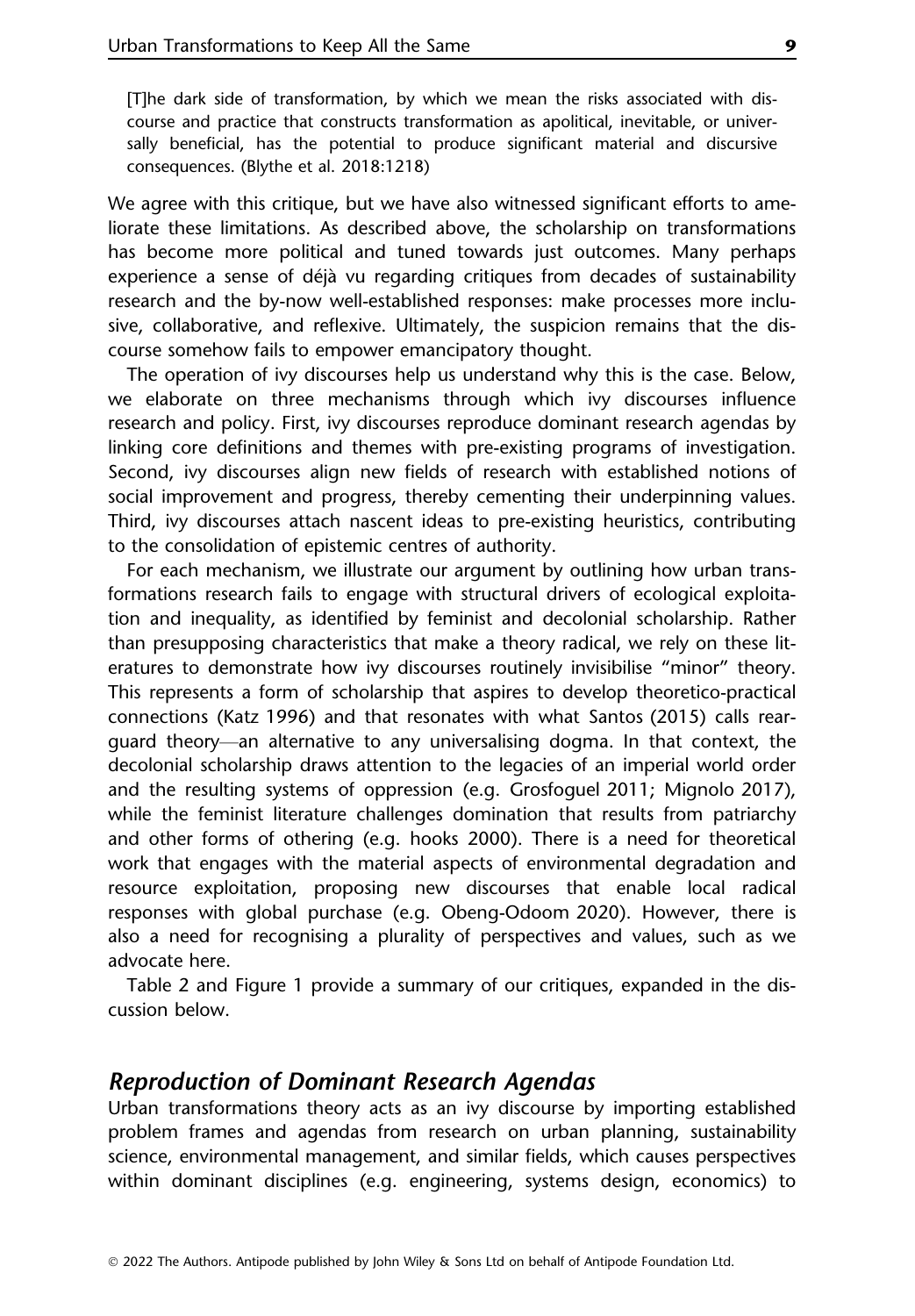> [T]he dark side of transformation, by which we mean the risks associated with discourse and practice that constructs transformation as apolitical, inevitable, or universally beneficial, has the potential to produce significant material and discursive consequences. (Blythe et al. 2018:1218)

We agree with this critique, but we have also witnessed significant efforts to ameliorate these limitations. As described above, the scholarship on transformations has become more political and tuned towards just outcomes. Many perhaps experience a sense of déjà vu regarding critiques from decades of sustainability research and the by-now well-established responses: make processes more inclusive, collaborative, and reflexive. Ultimately, the suspicion remains that the discourse somehow fails to empower emancipatory thought.

The operation of ivy discourses help us understand why this is the case. Below, we elaborate on three mechanisms through which ivy discourses influence research and policy. First, ivy discourses reproduce dominant research agendas by linking core definitions and themes with pre-existing programs of investigation. Second, ivy discourses align new fields of research with established notions of social improvement and progress, thereby cementing their underpinning values. Third, ivy discourses attach nascent ideas to pre-existing heuristics, contributing to the consolidation of epistemic centres of authority.

For each mechanism, we illustrate our argument by outlining how urban transformations research fails to engage with structural drivers of ecological exploitation and inequality, as identified by feminist and decolonial scholarship. Rather than presupposing characteristics that make a theory radical, we rely on these literatures to demonstrate how ivy discourses routinely invisibilise "minor" theory. This represents a form of scholarship that aspires to develop theoretico-practical connections (Katz 1996) and that resonates with what Santos (2015) calls rearguard theory—an alternative to any universalising dogma. In that context, the decolonial scholarship draws attention to the legacies of an imperial world order and the resulting systems of oppression (e.g. Grosfoguel 2011; Mignolo 2017), while the feminist literature challenges domination that results from patriarchy and other forms of othering (e.g. hooks 2000). There is a need for theoretical work that engages with the material aspects of environmental degradation and resource exploitation, proposing new discourses that enable local radical responses with global purchase (e.g. Obeng-Odoom 2020). However, there is also a need for recognising a plurality of perspectives and values, such as we advocate here.

Table 2 and Figure 1 provide a summary of our critiques, expanded in the discussion below.

## *Reproduction of Dominant Research Agendas*

Urban transformations theory acts as an ivy discourse by importing established problem frames and agendas from research on urban planning, sustainability science, environmental management, and similar fields, which causes perspectives within dominant disciplines (e.g. engineering, systems design, economics) to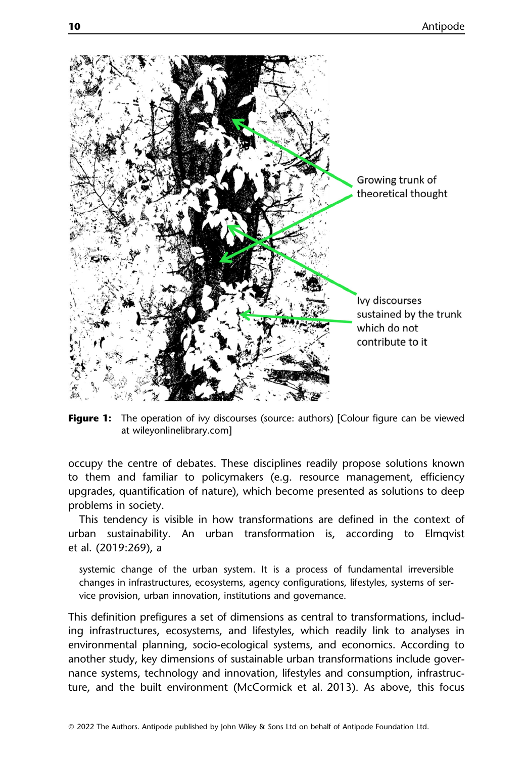Growing trunk of theoretical thought

Ivy discourses sustained by the trunk which do not contribute to it

**Figure 1:** The operation of ivy discourses (source: authors) [Colour figure can be viewed at wileyonlinelibrary.com]

occupy the centre of debates. These disciplines readily propose solutions known to them and familiar to policymakers (e.g. resource management, efficiency upgrades, quantification of nature), which become presented as solutions to deep problems in society.

This tendency is visible in how transformations are defined in the context of urban sustainability. An urban transformation is, according to Elmqvist et al. (2019:269), a

> systemic change of the urban system. It is a process of fundamental irreversible changes in infrastructures, ecosystems, agency configurations, lifestyles, systems of service provision, urban innovation, institutions and governance.

This definition prefigures a set of dimensions as central to transformations, including infrastructures, ecosystems, and lifestyles, which readily link to analyses in environmental planning, socio-ecological systems, and economics. According to another study, key dimensions of sustainable urban transformations include governance systems, technology and innovation, lifestyles and consumption, infrastructure, and the built environment (McCormick et al. 2013). As above, this focus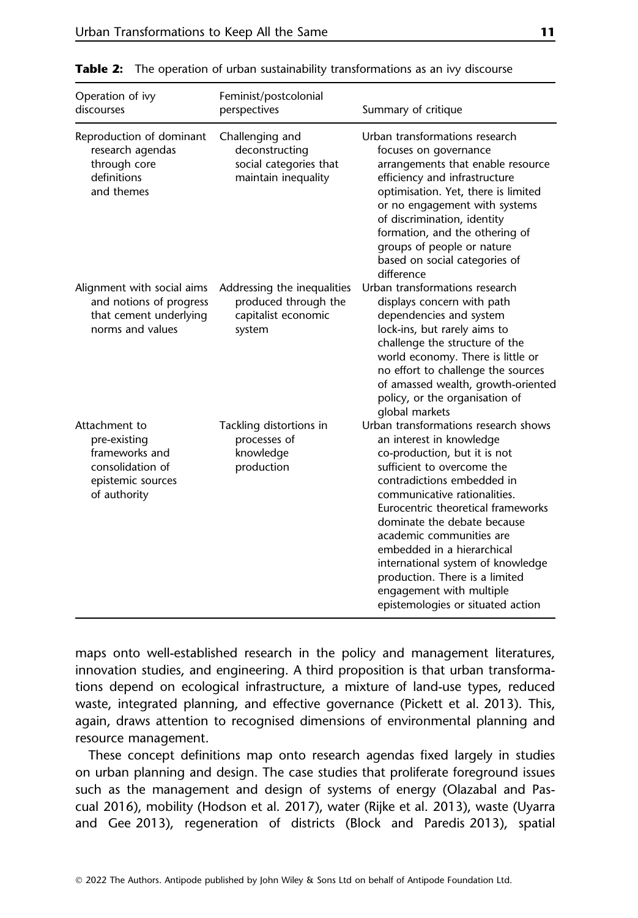**Table 2:** The operation of urban sustainability transformations as an ivy discourse

| Operation of ivy discourses | Feminist/postcolonial perspectives | Summary of critique |
|---|---|---|
| Reproduction of dominant research agendas through core definitions and themes | Challenging and deconstructing social categories that maintain inequality | Urban transformations research focuses on governance arrangements that enable resource efficiency and infrastructure optimisation. Yet, there is limited or no engagement with systems of discrimination, identity formation, and the othering of groups of people or nature based on social categories of difference |
| Alignment with social aims and notions of progress that cement underlying norms and values | Addressing the inequalities produced through the capitalist economic system | Urban transformations research displays concern with path dependencies and system lock-ins, but rarely aims to challenge the structure of the world economy. There is little or no effort to challenge the sources of amassed wealth, growth-oriented policy, or the organisation of global markets |
| Attachment to pre-existing frameworks and consolidation of epistemic sources of authority | Tackling distortions in processes of knowledge production | Urban transformations research shows an interest in knowledge co-production, but it is not sufficient to overcome the contradictions embedded in communicative rationalities. Eurocentric theoretical frameworks dominate the debate because academic communities are embedded in a hierarchical international system of knowledge production. There is a limited engagement with multiple epistemologies or situated action |

maps onto well-established research in the policy and management literatures, innovation studies, and engineering. A third proposition is that urban transformations depend on ecological infrastructure, a mixture of land-use types, reduced waste, integrated planning, and effective governance (Pickett et al. 2013). This, again, draws attention to recognised dimensions of environmental planning and resource management.

These concept definitions map onto research agendas fixed largely in studies on urban planning and design. The case studies that proliferate foreground issues such as the management and design of systems of energy (Olazabal and Pascual 2016), mobility (Hodson et al. 2017), water (Rijke et al. 2013), waste (Uyarra and Gee 2013), regeneration of districts (Block and Paredis 2013), spatial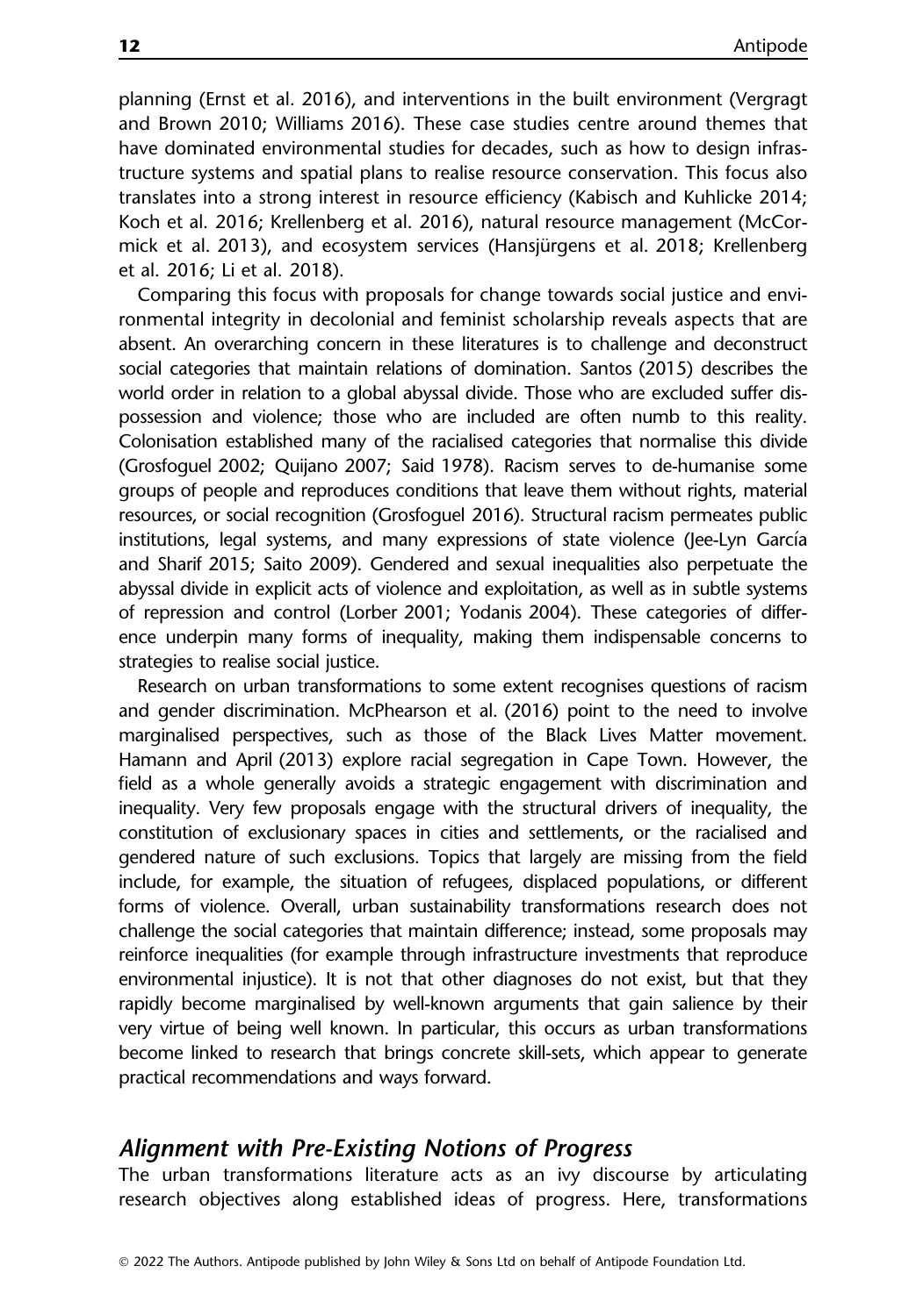planning (Ernst et al. 2016), and interventions in the built environment (Vergragt and Brown 2010; Williams 2016). These case studies centre around themes that have dominated environmental studies for decades, such as how to design infrastructure systems and spatial plans to realise resource conservation. This focus also translates into a strong interest in resource efficiency (Kabisch and Kuhlicke 2014; Koch et al. 2016; Krellenberg et al. 2016), natural resource management (McCormick et al. 2013), and ecosystem services (Hansjürgens et al. 2018; Krellenberg et al. 2016; Li et al. 2018).

Comparing this focus with proposals for change towards social justice and environmental integrity in decolonial and feminist scholarship reveals aspects that are absent. An overarching concern in these literatures is to challenge and deconstruct social categories that maintain relations of domination. Santos (2015) describes the world order in relation to a global abyssal divide. Those who are excluded suffer dispossession and violence; those who are included are often numb to this reality. Colonisation established many of the racialised categories that normalise this divide (Grosfoguel 2002; Quijano 2007; Said 1978). Racism serves to de-humanise some groups of people and reproduces conditions that leave them without rights, material resources, or social recognition (Grosfoguel 2016). Structural racism permeates public institutions, legal systems, and many expressions of state violence (Jee-Lyn García and Sharif 2015; Saito 2009). Gendered and sexual inequalities also perpetuate the abyssal divide in explicit acts of violence and exploitation, as well as in subtle systems of repression and control (Lorber 2001; Yodanis 2004). These categories of difference underpin many forms of inequality, making them indispensable concerns to strategies to realise social justice.

Research on urban transformations to some extent recognises questions of racism and gender discrimination. McPhearson et al. (2016) point to the need to involve marginalised perspectives, such as those of the Black Lives Matter movement. Hamann and April (2013) explore racial segregation in Cape Town. However, the field as a whole generally avoids a strategic engagement with discrimination and inequality. Very few proposals engage with the structural drivers of inequality, the constitution of exclusionary spaces in cities and settlements, or the racialised and gendered nature of such exclusions. Topics that largely are missing from the field include, for example, the situation of refugees, displaced populations, or different forms of violence. Overall, urban sustainability transformations research does not challenge the social categories that maintain difference; instead, some proposals may reinforce inequalities (for example through infrastructure investments that reproduce environmental injustice). It is not that other diagnoses do not exist, but that they rapidly become marginalised by well-known arguments that gain salience by their very virtue of being well known. In particular, this occurs as urban transformations become linked to research that brings concrete skill-sets, which appear to generate practical recommendations and ways forward.

## *Alignment with Pre-Existing Notions of Progress*

The urban transformations literature acts as an ivy discourse by articulating research objectives along established ideas of progress. Here, transformations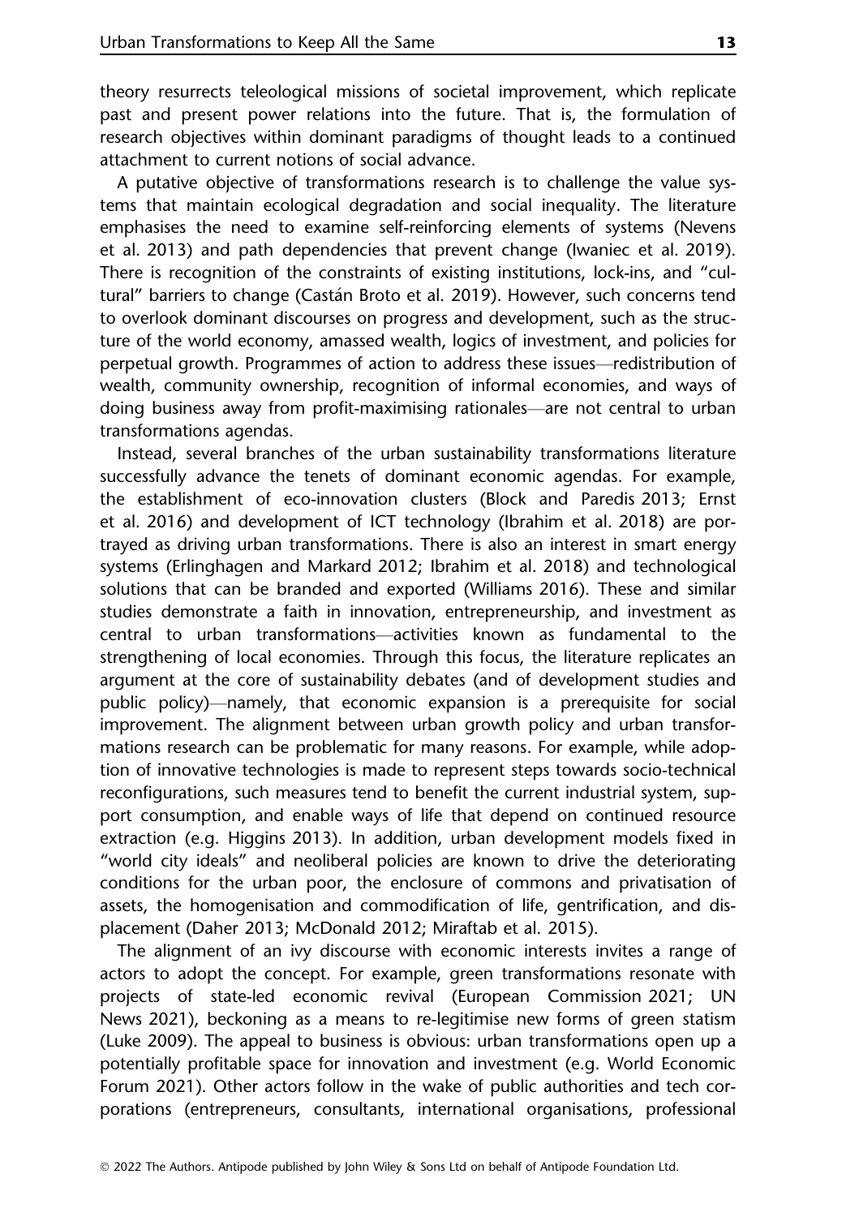theory resurrects teleological missions of societal improvement, which replicate past and present power relations into the future. That is, the formulation of research objectives within dominant paradigms of thought leads to a continued attachment to current notions of social advance.

A putative objective of transformations research is to challenge the value systems that maintain ecological degradation and social inequality. The literature emphasises the need to examine self-reinforcing elements of systems (Nevens et al. 2013) and path dependencies that prevent change (Iwaniec et al. 2019). There is recognition of the constraints of existing institutions, lock-ins, and "cultural" barriers to change (Castán Broto et al. 2019). However, such concerns tend to overlook dominant discourses on progress and development, such as the structure of the world economy, amassed wealth, logics of investment, and policies for perpetual growth. Programmes of action to address these issues—redistribution of wealth, community ownership, recognition of informal economies, and ways of doing business away from profit-maximising rationales—are not central to urban transformations agendas.

Instead, several branches of the urban sustainability transformations literature successfully advance the tenets of dominant economic agendas. For example, the establishment of eco-innovation clusters (Block and Paredis 2013; Ernst et al. 2016) and development of ICT technology (Ibrahim et al. 2018) are portrayed as driving urban transformations. There is also an interest in smart energy systems (Erlinghagen and Markard 2012; Ibrahim et al. 2018) and technological solutions that can be branded and exported (Williams 2016). These and similar studies demonstrate a faith in innovation, entrepreneurship, and investment as central to urban transformations—activities known as fundamental to the strengthening of local economies. Through this focus, the literature replicates an argument at the core of sustainability debates (and of development studies and public policy)—namely, that economic expansion is a prerequisite for social improvement. The alignment between urban growth policy and urban transformations research can be problematic for many reasons. For example, while adoption of innovative technologies is made to represent steps towards socio-technical reconfigurations, such measures tend to benefit the current industrial system, support consumption, and enable ways of life that depend on continued resource extraction (e.g. Higgins 2013). In addition, urban development models fixed in "world city ideals" and neoliberal policies are known to drive the deteriorating conditions for the urban poor, the enclosure of commons and privatisation of assets, the homogenisation and commodification of life, gentrification, and displacement (Daher 2013; McDonald 2012; Miraftab et al. 2015).

The alignment of an ivy discourse with economic interests invites a range of actors to adopt the concept. For example, green transformations resonate with projects of state-led economic revival (European Commission 2021; UN News 2021), beckoning as a means to re-legitimise new forms of green statism (Luke 2009). The appeal to business is obvious: urban transformations open up a potentially profitable space for innovation and investment (e.g. World Economic Forum 2021). Other actors follow in the wake of public authorities and tech corporations (entrepreneurs, consultants, international organisations, professional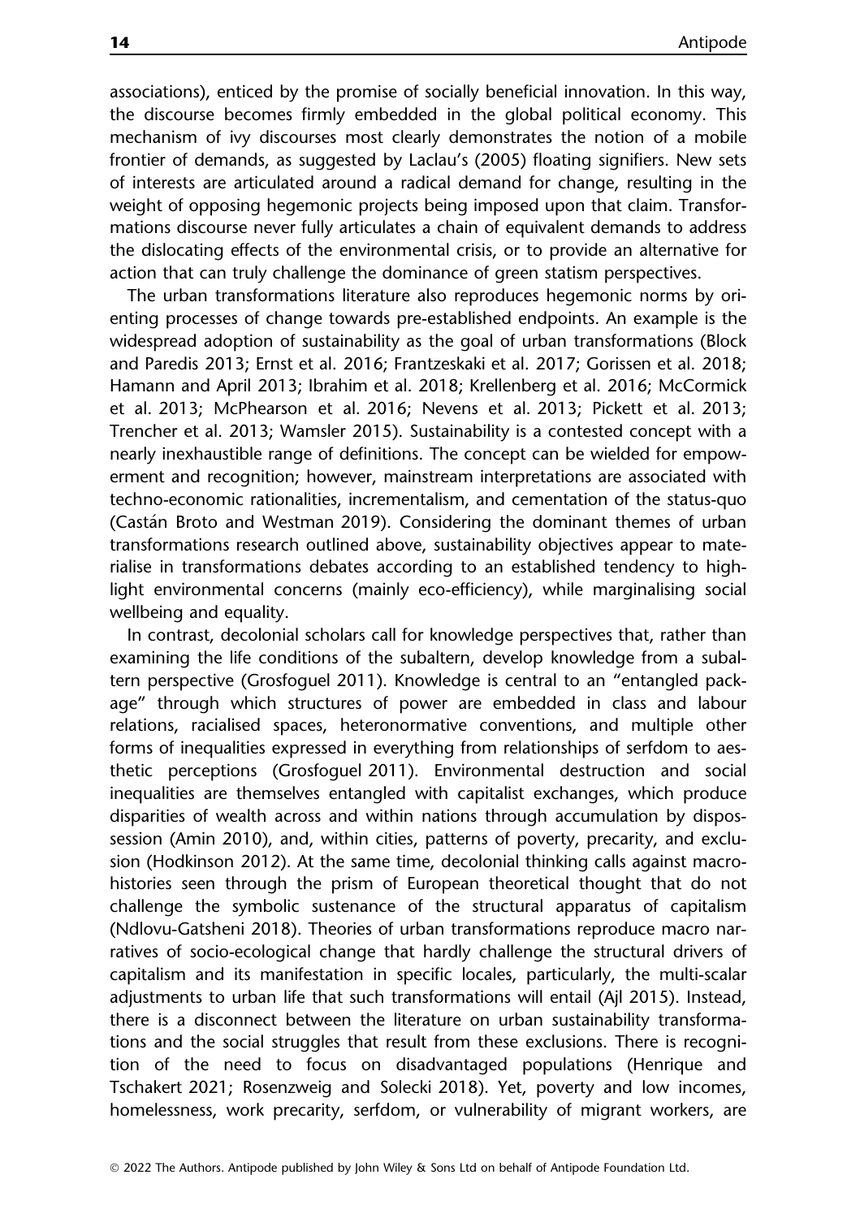associations), enticed by the promise of socially beneficial innovation. In this way, the discourse becomes firmly embedded in the global political economy. This mechanism of ivy discourses most clearly demonstrates the notion of a mobile frontier of demands, as suggested by Laclau's (2005) floating signifiers. New sets of interests are articulated around a radical demand for change, resulting in the weight of opposing hegemonic projects being imposed upon that claim. Transformations discourse never fully articulates a chain of equivalent demands to address the dislocating effects of the environmental crisis, or to provide an alternative for action that can truly challenge the dominance of green statism perspectives.

The urban transformations literature also reproduces hegemonic norms by orienting processes of change towards pre-established endpoints. An example is the widespread adoption of sustainability as the goal of urban transformations (Block and Paredis 2013; Ernst et al. 2016; Frantzeskaki et al. 2017; Gorissen et al. 2018; Hamann and April 2013; Ibrahim et al. 2018; Krellenberg et al. 2016; McCormick et al. 2013; McPhearson et al. 2016; Nevens et al. 2013; Pickett et al. 2013; Trencher et al. 2013; Wamsler 2015). Sustainability is a contested concept with a nearly inexhaustible range of definitions. The concept can be wielded for empowerment and recognition; however, mainstream interpretations are associated with techno-economic rationalities, incrementalism, and cementation of the status-quo (Castán Broto and Westman 2019). Considering the dominant themes of urban transformations research outlined above, sustainability objectives appear to materialise in transformations debates according to an established tendency to highlight environmental concerns (mainly eco-efficiency), while marginalising social wellbeing and equality.

In contrast, decolonial scholars call for knowledge perspectives that, rather than examining the life conditions of the subaltern, develop knowledge from a subaltern perspective (Grosfoguel 2011). Knowledge is central to an "entangled package" through which structures of power are embedded in class and labour relations, racialised spaces, heteronormative conventions, and multiple other forms of inequalities expressed in everything from relationships of serfdom to aesthetic perceptions (Grosfoguel 2011). Environmental destruction and social inequalities are themselves entangled with capitalist exchanges, which produce disparities of wealth across and within nations through accumulation by dispossession (Amin 2010), and, within cities, patterns of poverty, precarity, and exclusion (Hodkinson 2012). At the same time, decolonial thinking calls against macro-histories seen through the prism of European theoretical thought that do not challenge the symbolic sustenance of the structural apparatus of capitalism (Ndlovu-Gatsheni 2018). Theories of urban transformations reproduce macro narratives of socio-ecological change that hardly challenge the structural drivers of capitalism and its manifestation in specific locales, particularly, the multi-scalar adjustments to urban life that such transformations will entail (Ajl 2015). Instead, there is a disconnect between the literature on urban sustainability transformations and the social struggles that result from these exclusions. There is recognition of the need to focus on disadvantaged populations (Henrique and Tschakert 2021; Rosenzweig and Solecki 2018). Yet, poverty and low incomes, homelessness, work precarity, serfdom, or vulnerability of migrant workers, are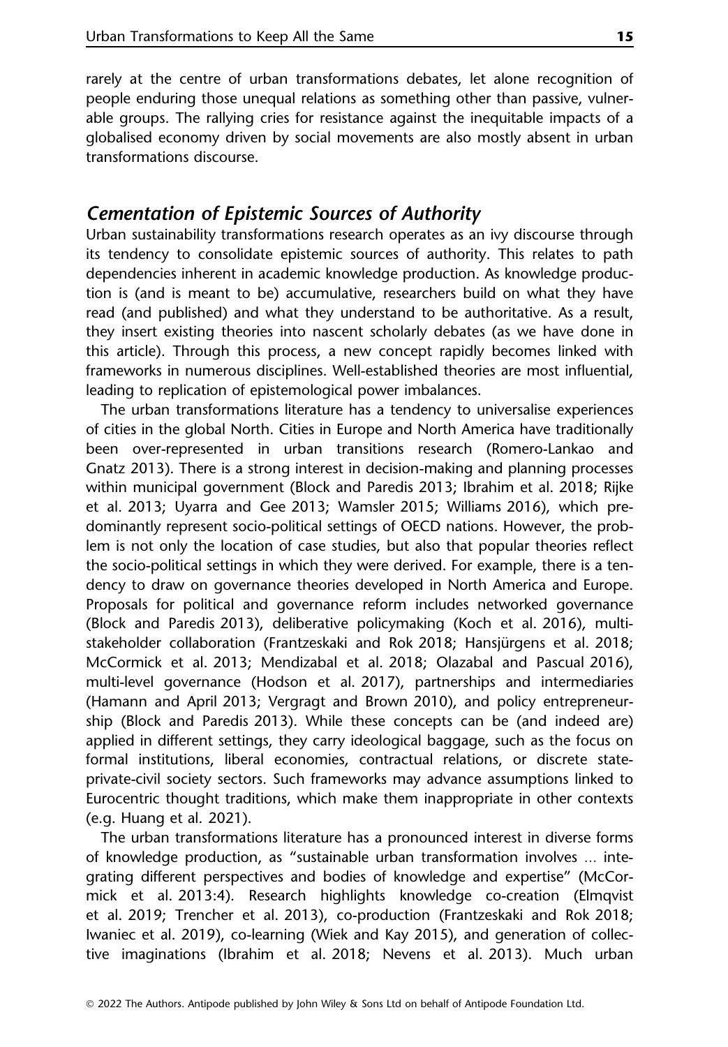rarely at the centre of urban transformations debates, let alone recognition of people enduring those unequal relations as something other than passive, vulnerable groups. The rallying cries for resistance against the inequitable impacts of a globalised economy driven by social movements are also mostly absent in urban transformations discourse.

## *Cementation of Epistemic Sources of Authority*

Urban sustainability transformations research operates as an ivy discourse through its tendency to consolidate epistemic sources of authority. This relates to path dependencies inherent in academic knowledge production. As knowledge production is (and is meant to be) accumulative, researchers build on what they have read (and published) and what they understand to be authoritative. As a result, they insert existing theories into nascent scholarly debates (as we have done in this article). Through this process, a new concept rapidly becomes linked with frameworks in numerous disciplines. Well-established theories are most influential, leading to replication of epistemological power imbalances.

The urban transformations literature has a tendency to universalise experiences of cities in the global North. Cities in Europe and North America have traditionally been over-represented in urban transitions research (Romero-Lankao and Gnatz 2013). There is a strong interest in decision-making and planning processes within municipal government (Block and Paredis 2013; Ibrahim et al. 2018; Rijke et al. 2013; Uyarra and Gee 2013; Wamsler 2015; Williams 2016), which predominantly represent socio-political settings of OECD nations. However, the problem is not only the location of case studies, but also that popular theories reflect the socio-political settings in which they were derived. For example, there is a tendency to draw on governance theories developed in North America and Europe. Proposals for political and governance reform includes networked governance (Block and Paredis 2013), deliberative policymaking (Koch et al. 2016), multi-stakeholder collaboration (Frantzeskaki and Rok 2018; Hansjürgens et al. 2018; McCormick et al. 2013; Mendizabal et al. 2018; Olazabal and Pascual 2016), multi-level governance (Hodson et al. 2017), partnerships and intermediaries (Hamann and April 2013; Vergragt and Brown 2010), and policy entrepreneurship (Block and Paredis 2013). While these concepts can be (and indeed are) applied in different settings, they carry ideological baggage, such as the focus on formal institutions, liberal economies, contractual relations, or discrete state-private-civil society sectors. Such frameworks may advance assumptions linked to Eurocentric thought traditions, which make them inappropriate in other contexts (e.g. Huang et al. 2021).

The urban transformations literature has a pronounced interest in diverse forms of knowledge production, as "sustainable urban transformation involves … integrating different perspectives and bodies of knowledge and expertise" (McCormick et al. 2013:4). Research highlights knowledge co-creation (Elmqvist et al. 2019; Trencher et al. 2013), co-production (Frantzeskaki and Rok 2018; Iwaniec et al. 2019), co-learning (Wiek and Kay 2015), and generation of collective imaginations (Ibrahim et al. 2018; Nevens et al. 2013). Much urban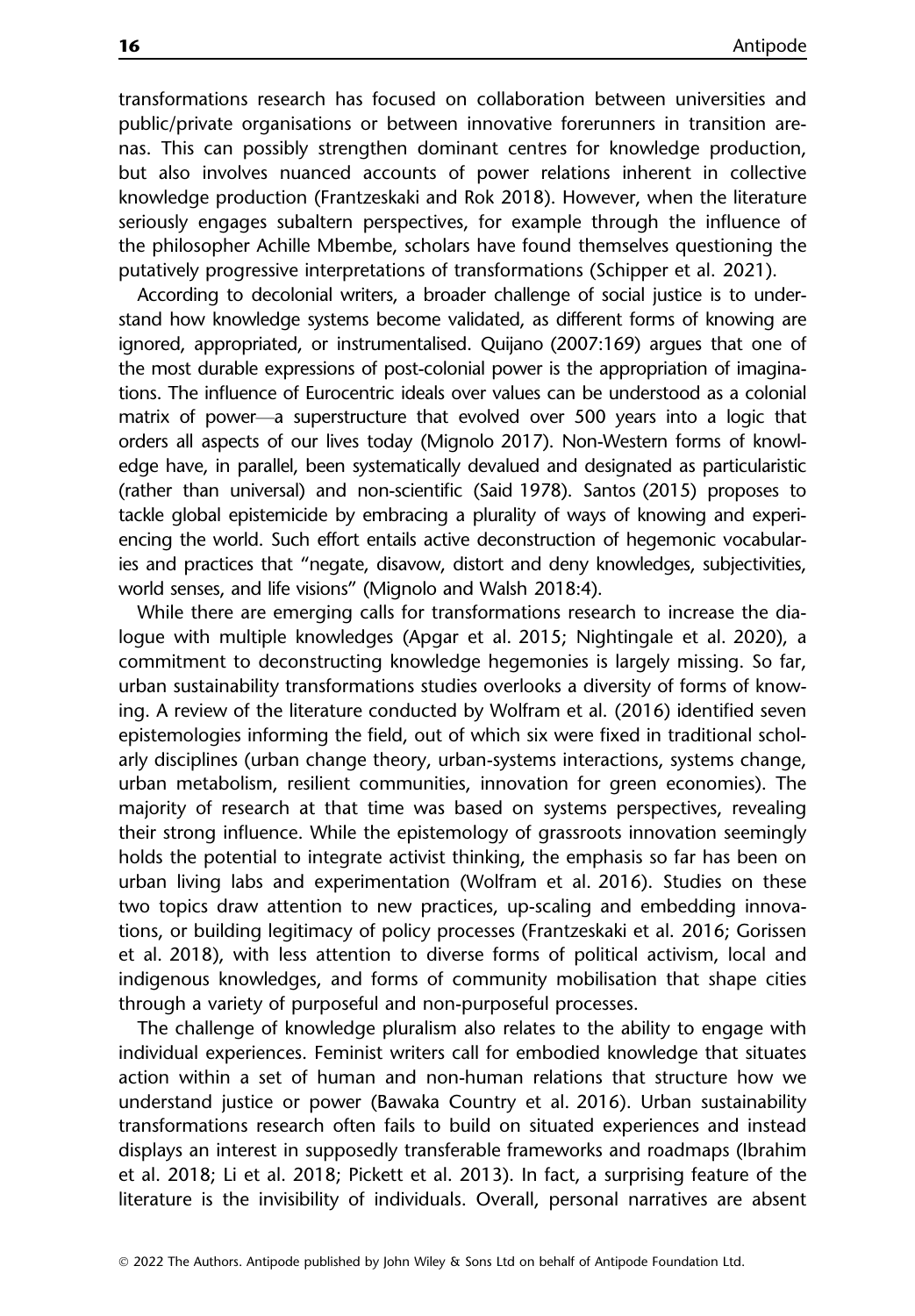transformations research has focused on collaboration between universities and public/private organisations or between innovative forerunners in transition arenas. This can possibly strengthen dominant centres for knowledge production, but also involves nuanced accounts of power relations inherent in collective knowledge production (Frantzeskaki and Rok 2018). However, when the literature seriously engages subaltern perspectives, for example through the influence of the philosopher Achille Mbembe, scholars have found themselves questioning the putatively progressive interpretations of transformations (Schipper et al. 2021).

According to decolonial writers, a broader challenge of social justice is to understand how knowledge systems become validated, as different forms of knowing are ignored, appropriated, or instrumentalised. Quijano (2007:169) argues that one of the most durable expressions of post-colonial power is the appropriation of imaginations. The influence of Eurocentric ideals over values can be understood as a colonial matrix of power—a superstructure that evolved over 500 years into a logic that orders all aspects of our lives today (Mignolo 2017). Non-Western forms of knowledge have, in parallel, been systematically devalued and designated as particularistic (rather than universal) and non-scientific (Said 1978). Santos (2015) proposes to tackle global epistemicide by embracing a plurality of ways of knowing and experiencing the world. Such effort entails active deconstruction of hegemonic vocabularies and practices that "negate, disavow, distort and deny knowledges, subjectivities, world senses, and life visions" (Mignolo and Walsh 2018:4).

While there are emerging calls for transformations research to increase the dialogue with multiple knowledges (Apgar et al. 2015; Nightingale et al. 2020), a commitment to deconstructing knowledge hegemonies is largely missing. So far, urban sustainability transformations studies overlooks a diversity of forms of knowing. A review of the literature conducted by Wolfram et al. (2016) identified seven epistemologies informing the field, out of which six were fixed in traditional scholarly disciplines (urban change theory, urban-systems interactions, systems change, urban metabolism, resilient communities, innovation for green economies). The majority of research at that time was based on systems perspectives, revealing their strong influence. While the epistemology of grassroots innovation seemingly holds the potential to integrate activist thinking, the emphasis so far has been on urban living labs and experimentation (Wolfram et al. 2016). Studies on these two topics draw attention to new practices, up-scaling and embedding innovations, or building legitimacy of policy processes (Frantzeskaki et al. 2016; Gorissen et al. 2018), with less attention to diverse forms of political activism, local and indigenous knowledges, and forms of community mobilisation that shape cities through a variety of purposeful and non-purposeful processes.

The challenge of knowledge pluralism also relates to the ability to engage with individual experiences. Feminist writers call for embodied knowledge that situates action within a set of human and non-human relations that structure how we understand justice or power (Bawaka Country et al. 2016). Urban sustainability transformations research often fails to build on situated experiences and instead displays an interest in supposedly transferable frameworks and roadmaps (Ibrahim et al. 2018; Li et al. 2018; Pickett et al. 2013). In fact, a surprising feature of the literature is the invisibility of individuals. Overall, personal narratives are absent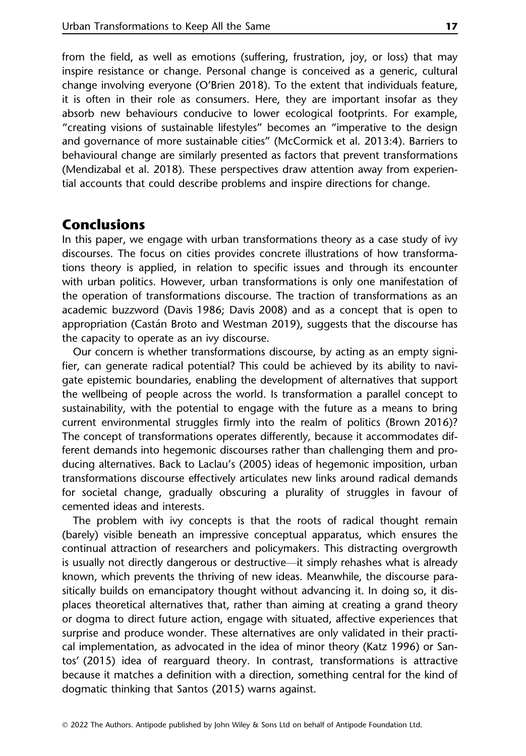from the field, as well as emotions (suffering, frustration, joy, or loss) that may inspire resistance or change. Personal change is conceived as a generic, cultural change involving everyone (O'Brien 2018). To the extent that individuals feature, it is often in their role as consumers. Here, they are important insofar as they absorb new behaviours conducive to lower ecological footprints. For example, "creating visions of sustainable lifestyles" becomes an "imperative to the design and governance of more sustainable cities" (McCormick et al. 2013:4). Barriers to behavioural change are similarly presented as factors that prevent transformations (Mendizabal et al. 2018). These perspectives draw attention away from experiential accounts that could describe problems and inspire directions for change.

## Conclusions

In this paper, we engage with urban transformations theory as a case study of ivy discourses. The focus on cities provides concrete illustrations of how transformations theory is applied, in relation to specific issues and through its encounter with urban politics. However, urban transformations is only one manifestation of the operation of transformations discourse. The traction of transformations as an academic buzzword (Davis 1986; Davis 2008) and as a concept that is open to appropriation (Castán Broto and Westman 2019), suggests that the discourse has the capacity to operate as an ivy discourse.

Our concern is whether transformations discourse, by acting as an empty signifier, can generate radical potential? This could be achieved by its ability to navigate epistemic boundaries, enabling the development of alternatives that support the wellbeing of people across the world. Is transformation a parallel concept to sustainability, with the potential to engage with the future as a means to bring current environmental struggles firmly into the realm of politics (Brown 2016)? The concept of transformations operates differently, because it accommodates different demands into hegemonic discourses rather than challenging them and producing alternatives. Back to Laclau's (2005) ideas of hegemonic imposition, urban transformations discourse effectively articulates new links around radical demands for societal change, gradually obscuring a plurality of struggles in favour of cemented ideas and interests.

The problem with ivy concepts is that the roots of radical thought remain (barely) visible beneath an impressive conceptual apparatus, which ensures the continual attraction of researchers and policymakers. This distracting overgrowth is usually not directly dangerous or destructive—it simply rehashes what is already known, which prevents the thriving of new ideas. Meanwhile, the discourse parasitically builds on emancipatory thought without advancing it. In doing so, it displaces theoretical alternatives that, rather than aiming at creating a grand theory or dogma to direct future action, engage with situated, affective experiences that surprise and produce wonder. These alternatives are only validated in their practical implementation, as advocated in the idea of minor theory (Katz 1996) or Santos' (2015) idea of rearguard theory. In contrast, transformations is attractive because it matches a definition with a direction, something central for the kind of dogmatic thinking that Santos (2015) warns against.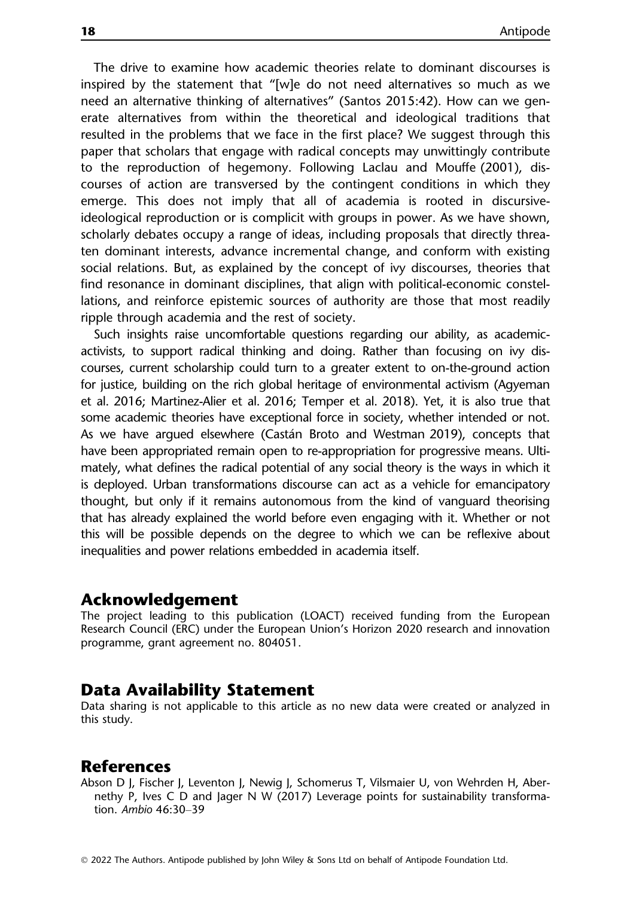The drive to examine how academic theories relate to dominant discourses is inspired by the statement that "[w]e do not need alternatives so much as we need an alternative thinking of alternatives" (Santos 2015:42). How can we generate alternatives from within the theoretical and ideological traditions that resulted in the problems that we face in the first place? We suggest through this paper that scholars that engage with radical concepts may unwittingly contribute to the reproduction of hegemony. Following Laclau and Mouffe (2001), discourses of action are transversed by the contingent conditions in which they emerge. This does not imply that all of academia is rooted in discursive-ideological reproduction or is complicit with groups in power. As we have shown, scholarly debates occupy a range of ideas, including proposals that directly threaten dominant interests, advance incremental change, and conform with existing social relations. But, as explained by the concept of ivy discourses, theories that find resonance in dominant disciplines, that align with political-economic constellations, and reinforce epistemic sources of authority are those that most readily ripple through academia and the rest of society.

Such insights raise uncomfortable questions regarding our ability, as academic-activists, to support radical thinking and doing. Rather than focusing on ivy discourses, current scholarship could turn to a greater extent to on-the-ground action for justice, building on the rich global heritage of environmental activism (Agyeman et al. 2016; Martinez-Alier et al. 2016; Temper et al. 2018). Yet, it is also true that some academic theories have exceptional force in society, whether intended or not. As we have argued elsewhere (Castán Broto and Westman 2019), concepts that have been appropriated remain open to re-appropriation for progressive means. Ultimately, what defines the radical potential of any social theory is the ways in which it is deployed. Urban transformations discourse can act as a vehicle for emancipatory thought, but only if it remains autonomous from the kind of vanguard theorising that has already explained the world before even engaging with it. Whether or not this will be possible depends on the degree to which we can be reflexive about inequalities and power relations embedded in academia itself.

## Acknowledgement

The project leading to this publication (LOACT) received funding from the European Research Council (ERC) under the European Union's Horizon 2020 research and innovation programme, grant agreement no. 804051.

## Data Availability Statement

Data sharing is not applicable to this article as no new data were created or analyzed in this study.

## References

Abson D J, Fischer J, Leventon J, Newig J, Schomerus T, Vilsmaier U, von Wehrden H, Abernethy P, Ives C D and Jager N W (2017) Leverage points for sustainability transformation. *Ambio* 46:30–39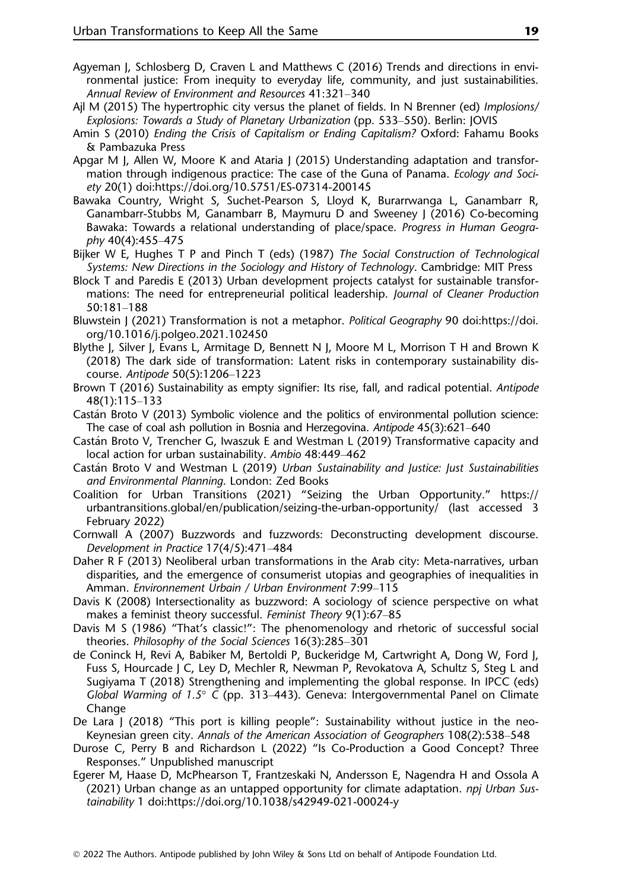Agyeman J, Schlosberg D, Craven L and Matthews C (2016) Trends and directions in environmental justice: From inequity to everyday life, community, and just sustainabilities. *Annual Review of Environment and Resources* 41:321–340

Ajl M (2015) The hypertrophic city versus the planet of fields. In N Brenner (ed) *Implosions/Explosions: Towards a Study of Planetary Urbanization* (pp. 533–550). Berlin: JOVIS

Amin S (2010) *Ending the Crisis of Capitalism or Ending Capitalism?* Oxford: Fahamu Books & Pambazuka Press

Apgar M J, Allen W, Moore K and Ataria J (2015) Understanding adaptation and transformation through indigenous practice: The case of the Guna of Panama. *Ecology and Society* 20(1) doi:https://doi.org/10.5751/ES-07314-200145

Bawaka Country, Wright S, Suchet-Pearson S, Lloyd K, Burarrwanga L, Ganambarr R, Ganambarr-Stubbs M, Ganambarr B, Maymuru D and Sweeney J (2016) Co-becoming Bawaka: Towards a relational understanding of place/space. *Progress in Human Geography* 40(4):455–475

Bijker W E, Hughes T P and Pinch T (eds) (1987) *The Social Construction of Technological Systems: New Directions in the Sociology and History of Technology*. Cambridge: MIT Press

Block T and Paredis E (2013) Urban development projects catalyst for sustainable transformations: The need for entrepreneurial political leadership. *Journal of Cleaner Production* 50:181–188

Bluwstein J (2021) Transformation is not a metaphor. *Political Geography* 90 doi:https://doi.org/10.1016/j.polgeo.2021.102450

Blythe J, Silver J, Evans L, Armitage D, Bennett N J, Moore M L, Morrison T H and Brown K (2018) The dark side of transformation: Latent risks in contemporary sustainability discourse. *Antipode* 50(5):1206–1223

Brown T (2016) Sustainability as empty signifier: Its rise, fall, and radical potential. *Antipode* 48(1):115–133

Castán Broto V (2013) Symbolic violence and the politics of environmental pollution science: The case of coal ash pollution in Bosnia and Herzegovina. *Antipode* 45(3):621–640

Castán Broto V, Trencher G, Iwaszuk E and Westman L (2019) Transformative capacity and local action for urban sustainability. *Ambio* 48:449–462

Castán Broto V and Westman L (2019) *Urban Sustainability and Justice: Just Sustainabilities and Environmental Planning*. London: Zed Books

Coalition for Urban Transitions (2021) "Seizing the Urban Opportunity." https://urbantransitions.global/en/publication/seizing-the-urban-opportunity/ (last accessed 3 February 2022)

Cornwall A (2007) Buzzwords and fuzzwords: Deconstructing development discourse. *Development in Practice* 17(4/5):471–484

Daher R F (2013) Neoliberal urban transformations in the Arab city: Meta-narratives, urban disparities, and the emergence of consumerist utopias and geographies of inequalities in Amman. *Environnement Urbain / Urban Environment* 7:99–115

Davis K (2008) Intersectionality as buzzword: A sociology of science perspective on what makes a feminist theory successful. *Feminist Theory* 9(1):67–85

Davis M S (1986) "That's classic!": The phenomenology and rhetoric of successful social theories. *Philosophy of the Social Sciences* 16(3):285–301

de Coninck H, Revi A, Babiker M, Bertoldi P, Buckeridge M, Cartwright A, Dong W, Ford J, Fuss S, Hourcade J C, Ley D, Mechler R, Newman P, Revokatova A, Schultz S, Steg L and Sugiyama T (2018) Strengthening and implementing the global response. In IPCC (eds) *Global Warming of 1.5° C* (pp. 313–443). Geneva: Intergovernmental Panel on Climate Change

De Lara J (2018) "This port is killing people": Sustainability without justice in the neo-Keynesian green city. *Annals of the American Association of Geographers* 108(2):538–548

Durose C, Perry B and Richardson L (2022) "Is Co-Production a Good Concept? Three Responses." Unpublished manuscript

Egerer M, Haase D, McPhearson T, Frantzeskaki N, Andersson E, Nagendra H and Ossola A (2021) Urban change as an untapped opportunity for climate adaptation. *npj Urban Sustainability* 1 doi:https://doi.org/10.1038/s42949-021-00024-y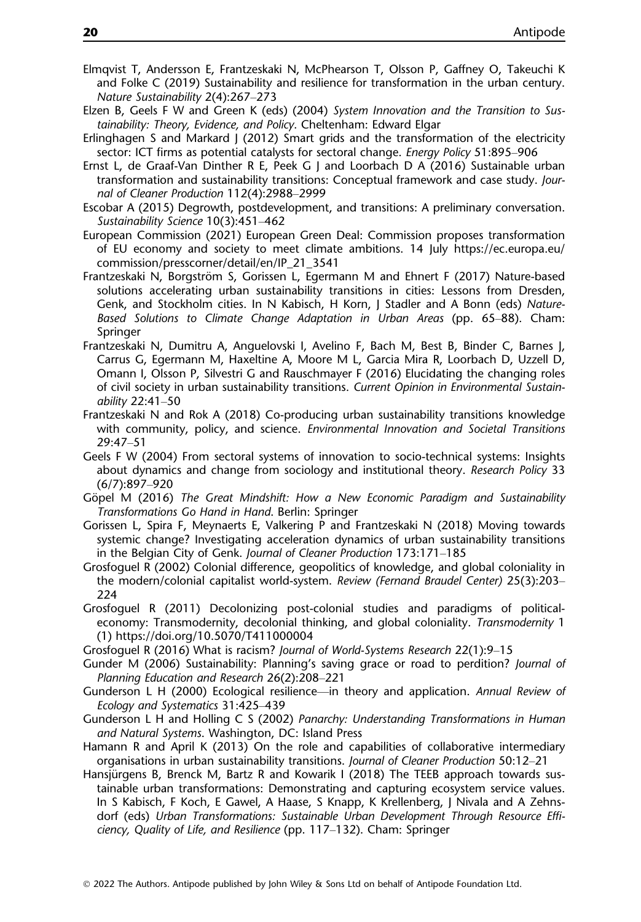Elmqvist T, Andersson E, Frantzeskaki N, McPhearson T, Olsson P, Gaffney O, Takeuchi K and Folke C (2019) Sustainability and resilience for transformation in the urban century. *Nature Sustainability* 2(4):267–273

Elzen B, Geels F W and Green K (eds) (2004) *System Innovation and the Transition to Sustainability: Theory, Evidence, and Policy*. Cheltenham: Edward Elgar

Erlinghagen S and Markard J (2012) Smart grids and the transformation of the electricity sector: ICT firms as potential catalysts for sectoral change. *Energy Policy* 51:895–906

Ernst L, de Graaf-Van Dinther R E, Peek G J and Loorbach D A (2016) Sustainable urban transformation and sustainability transitions: Conceptual framework and case study. *Journal of Cleaner Production* 112(4):2988–2999

Escobar A (2015) Degrowth, postdevelopment, and transitions: A preliminary conversation. *Sustainability Science* 10(3):451–462

European Commission (2021) European Green Deal: Commission proposes transformation of EU economy and society to meet climate ambitions. 14 July https://ec.europa.eu/commission/presscorner/detail/en/IP_21_3541

Frantzeskaki N, Borgström S, Gorissen L, Egermann M and Ehnert F (2017) Nature-based solutions accelerating urban sustainability transitions in cities: Lessons from Dresden, Genk, and Stockholm cities. In N Kabisch, H Korn, J Stadler and A Bonn (eds) *Nature-Based Solutions to Climate Change Adaptation in Urban Areas* (pp. 65–88). Cham: Springer

Frantzeskaki N, Dumitru A, Anguelovski I, Avelino F, Bach M, Best B, Binder C, Barnes J, Carrus G, Egermann M, Haxeltine A, Moore M L, Garcia Mira R, Loorbach D, Uzzell D, Omann I, Olsson P, Silvestri G and Rauschmayer F (2016) Elucidating the changing roles of civil society in urban sustainability transitions. *Current Opinion in Environmental Sustainability* 22:41–50

Frantzeskaki N and Rok A (2018) Co-producing urban sustainability transitions knowledge with community, policy, and science. *Environmental Innovation and Societal Transitions* 29:47–51

Geels F W (2004) From sectoral systems of innovation to socio-technical systems: Insights about dynamics and change from sociology and institutional theory. *Research Policy* 33 (6/7):897–920

Göpel M (2016) *The Great Mindshift: How a New Economic Paradigm and Sustainability Transformations Go Hand in Hand*. Berlin: Springer

Gorissen L, Spira F, Meynaerts E, Valkering P and Frantzeskaki N (2018) Moving towards systemic change? Investigating acceleration dynamics of urban sustainability transitions in the Belgian City of Genk. *Journal of Cleaner Production* 173:171–185

Grosfoguel R (2002) Colonial difference, geopolitics of knowledge, and global coloniality in the modern/colonial capitalist world-system. *Review (Fernand Braudel Center)* 25(3):203–224

Grosfoguel R (2011) Decolonizing post-colonial studies and paradigms of political-economy: Transmodernity, decolonial thinking, and global coloniality. *Transmodernity* 1 (1) https://doi.org/10.5070/T411000004

Grosfoguel R (2016) What is racism? *Journal of World-Systems Research* 22(1):9–15

Gunder M (2006) Sustainability: Planning's saving grace or road to perdition? *Journal of Planning Education and Research* 26(2):208–221

Gunderson L H (2000) Ecological resilience—in theory and application. *Annual Review of Ecology and Systematics* 31:425–439

Gunderson L H and Holling C S (2002) *Panarchy: Understanding Transformations in Human and Natural Systems*. Washington, DC: Island Press

Hamann R and April K (2013) On the role and capabilities of collaborative intermediary organisations in urban sustainability transitions. *Journal of Cleaner Production* 50:12–21

Hansjürgens B, Brenck M, Bartz R and Kowarik I (2018) The TEEB approach towards sustainable urban transformations: Demonstrating and capturing ecosystem service values. In S Kabisch, F Koch, E Gawel, A Haase, S Knapp, K Krellenberg, J Nivala and A Zehnsdorf (eds) *Urban Transformations: Sustainable Urban Development Through Resource Efficiency, Quality of Life, and Resilience* (pp. 117–132). Cham: Springer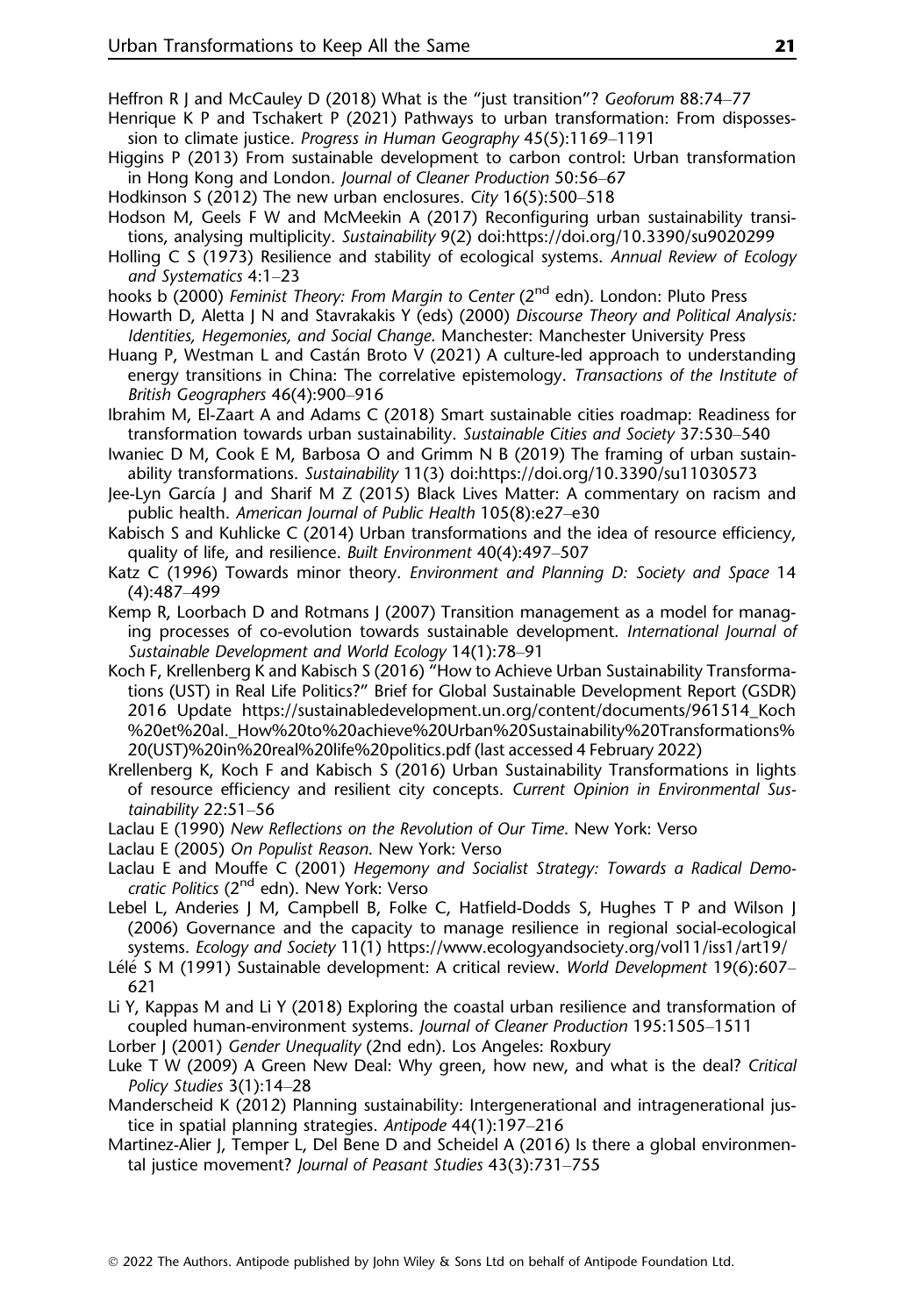Heffron R J and McCauley D (2018) What is the "just transition"? *Geoforum* 88:74–77

Henrique K P and Tschakert P (2021) Pathways to urban transformation: From dispossession to climate justice. *Progress in Human Geography* 45(5):1169–1191

Higgins P (2013) From sustainable development to carbon control: Urban transformation in Hong Kong and London. *Journal of Cleaner Production* 50:56–67

Hodkinson S (2012) The new urban enclosures. *City* 16(5):500–518

Hodson M, Geels F W and McMeekin A (2017) Reconfiguring urban sustainability transitions, analysing multiplicity. *Sustainability* 9(2) doi:https://doi.org/10.3390/su9020299

Holling C S (1973) Resilience and stability of ecological systems. *Annual Review of Ecology and Systematics* 4:1–23

hooks b (2000) *Feminist Theory: From Margin to Center* (2nd edn). London: Pluto Press

Howarth D, Aletta J N and Stavrakakis Y (eds) (2000) *Discourse Theory and Political Analysis: Identities, Hegemonies, and Social Change*. Manchester: Manchester University Press

Huang P, Westman L and Castán Broto V (2021) A culture-led approach to understanding energy transitions in China: The correlative epistemology. *Transactions of the Institute of British Geographers* 46(4):900–916

Ibrahim M, El-Zaart A and Adams C (2018) Smart sustainable cities roadmap: Readiness for transformation towards urban sustainability. *Sustainable Cities and Society* 37:530–540

Iwaniec D M, Cook E M, Barbosa O and Grimm N B (2019) The framing of urban sustainability transformations. *Sustainability* 11(3) doi:https://doi.org/10.3390/su11030573

Jee-Lyn García J and Sharif M Z (2015) Black Lives Matter: A commentary on racism and public health. *American Journal of Public Health* 105(8):e27–e30

Kabisch S and Kuhlicke C (2014) Urban transformations and the idea of resource efficiency, quality of life, and resilience. *Built Environment* 40(4):497–507

Katz C (1996) Towards minor theory. *Environment and Planning D: Society and Space* 14 (4):487–499

Kemp R, Loorbach D and Rotmans J (2007) Transition management as a model for managing processes of co-evolution towards sustainable development. *International Journal of Sustainable Development and World Ecology* 14(1):78–91

Koch F, Krellenberg K and Kabisch S (2016) "How to Achieve Urban Sustainability Transformations (UST) in Real Life Politics?" Brief for Global Sustainable Development Report (GSDR) 2016 Update https://sustainabledevelopment.un.org/content/documents/961514_Koch%20et%20al._How%20to%20achieve%20Urban%20Sustainability%20Transformations%20(UST)%20in%20real%20life%20politics.pdf (last accessed 4 February 2022)

Krellenberg K, Koch F and Kabisch S (2016) Urban Sustainability Transformations in lights of resource efficiency and resilient city concepts. *Current Opinion in Environmental Sustainability* 22:51–56

Laclau E (1990) *New Reflections on the Revolution of Our Time*. New York: Verso

Laclau E (2005) *On Populist Reason*. New York: Verso

Laclau E and Mouffe C (2001) *Hegemony and Socialist Strategy: Towards a Radical Democratic Politics* (2nd edn). New York: Verso

Lebel L, Anderies J M, Campbell B, Folke C, Hatfield-Dodds S, Hughes T P and Wilson J (2006) Governance and the capacity to manage resilience in regional social-ecological systems. *Ecology and Society* 11(1) https://www.ecologyandsociety.org/vol11/iss1/art19/

Lélé S M (1991) Sustainable development: A critical review. *World Development* 19(6):607–621

Li Y, Kappas M and Li Y (2018) Exploring the coastal urban resilience and transformation of coupled human-environment systems. *Journal of Cleaner Production* 195:1505–1511

Lorber J (2001) *Gender Unequality* (2nd edn). Los Angeles: Roxbury

Luke T W (2009) A Green New Deal: Why green, how new, and what is the deal? *Critical Policy Studies* 3(1):14–28

Manderscheid K (2012) Planning sustainability: Intergenerational and intragenerational justice in spatial planning strategies. *Antipode* 44(1):197–216

Martinez-Alier J, Temper L, Del Bene D and Scheidel A (2016) Is there a global environmental justice movement? *Journal of Peasant Studies* 43(3):731–755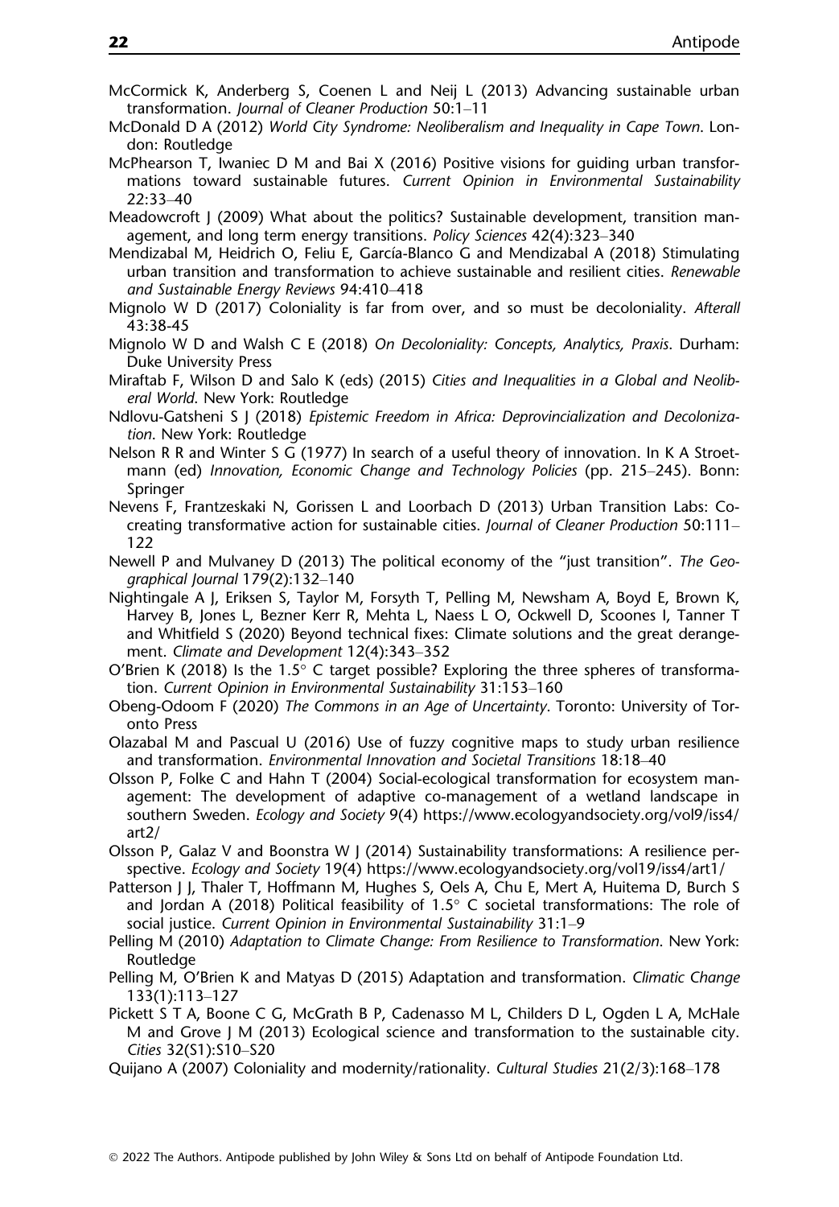McCormick K, Anderberg S, Coenen L and Neij L (2013) Advancing sustainable urban transformation. *Journal of Cleaner Production* 50:1–11

McDonald D A (2012) *World City Syndrome: Neoliberalism and Inequality in Cape Town*. London: Routledge

McPhearson T, Iwaniec D M and Bai X (2016) Positive visions for guiding urban transformations toward sustainable futures. *Current Opinion in Environmental Sustainability* 22:33–40

Meadowcroft J (2009) What about the politics? Sustainable development, transition management, and long term energy transitions. *Policy Sciences* 42(4):323–340

Mendizabal M, Heidrich O, Feliu E, García-Blanco G and Mendizabal A (2018) Stimulating urban transition and transformation to achieve sustainable and resilient cities. *Renewable and Sustainable Energy Reviews* 94:410–418

Mignolo W D (2017) Coloniality is far from over, and so must be decoloniality. *Afterall* 43:38-45

Mignolo W D and Walsh C E (2018) *On Decoloniality: Concepts, Analytics, Praxis*. Durham: Duke University Press

Miraftab F, Wilson D and Salo K (eds) (2015) *Cities and Inequalities in a Global and Neoliberal World*. New York: Routledge

Ndlovu-Gatsheni S J (2018) *Epistemic Freedom in Africa: Deprovincialization and Decolonization*. New York: Routledge

Nelson R R and Winter S G (1977) In search of a useful theory of innovation. In K A Stroetmann (ed) *Innovation, Economic Change and Technology Policies* (pp. 215–245). Bonn: Springer

Nevens F, Frantzeskaki N, Gorissen L and Loorbach D (2013) Urban Transition Labs: Co-creating transformative action for sustainable cities. *Journal of Cleaner Production* 50:111–122

Newell P and Mulvaney D (2013) The political economy of the "just transition". *The Geographical Journal* 179(2):132–140

Nightingale A J, Eriksen S, Taylor M, Forsyth T, Pelling M, Newsham A, Boyd E, Brown K, Harvey B, Jones L, Bezner Kerr R, Mehta L, Naess L O, Ockwell D, Scoones I, Tanner T and Whitfield S (2020) Beyond technical fixes: Climate solutions and the great derangement. *Climate and Development* 12(4):343–352

O'Brien K (2018) Is the 1.5° C target possible? Exploring the three spheres of transformation. *Current Opinion in Environmental Sustainability* 31:153–160

Obeng-Odoom F (2020) *The Commons in an Age of Uncertainty*. Toronto: University of Toronto Press

Olazabal M and Pascual U (2016) Use of fuzzy cognitive maps to study urban resilience and transformation. *Environmental Innovation and Societal Transitions* 18:18–40

Olsson P, Folke C and Hahn T (2004) Social-ecological transformation for ecosystem management: The development of adaptive co-management of a wetland landscape in southern Sweden. *Ecology and Society* 9(4) https://www.ecologyandsociety.org/vol9/iss4/art2/

Olsson P, Galaz V and Boonstra W J (2014) Sustainability transformations: A resilience perspective. *Ecology and Society* 19(4) https://www.ecologyandsociety.org/vol19/iss4/art1/

Patterson J J, Thaler T, Hoffmann M, Hughes S, Oels A, Chu E, Mert A, Huitema D, Burch S and Jordan A (2018) Political feasibility of 1.5° C societal transformations: The role of social justice. *Current Opinion in Environmental Sustainability* 31:1–9

Pelling M (2010) *Adaptation to Climate Change: From Resilience to Transformation*. New York: Routledge

Pelling M, O'Brien K and Matyas D (2015) Adaptation and transformation. *Climatic Change* 133(1):113–127

Pickett S T A, Boone C G, McGrath B P, Cadenasso M L, Childers D L, Ogden L A, McHale M and Grove J M (2013) Ecological science and transformation to the sustainable city. *Cities* 32(S1):S10–S20

Quijano A (2007) Coloniality and modernity/rationality. *Cultural Studies* 21(2/3):168–178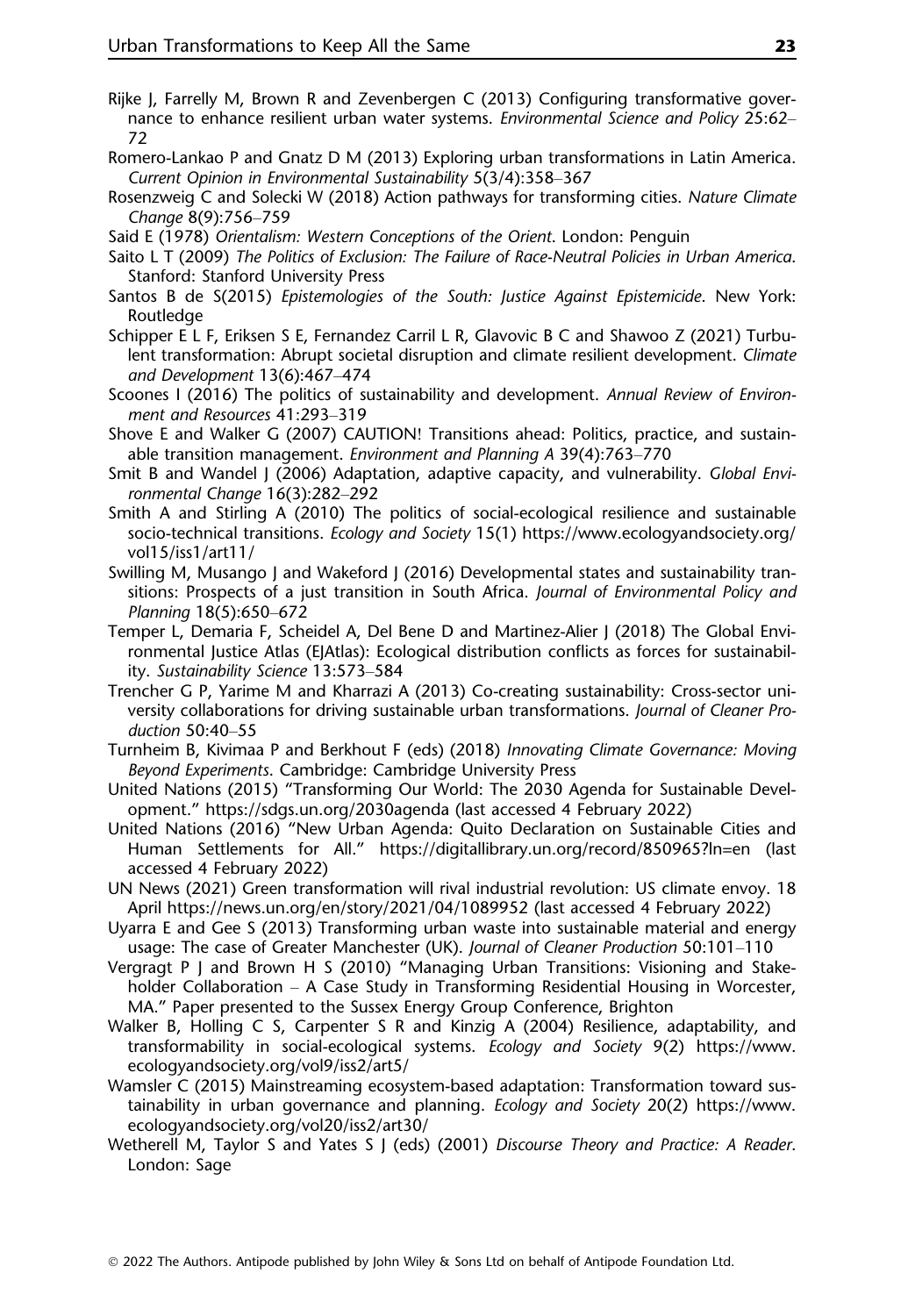Rijke J, Farrelly M, Brown R and Zevenbergen C (2013) Configuring transformative governance to enhance resilient urban water systems. *Environmental Science and Policy* 25:62–72

Romero-Lankao P and Gnatz D M (2013) Exploring urban transformations in Latin America. *Current Opinion in Environmental Sustainability* 5(3/4):358–367

Rosenzweig C and Solecki W (2018) Action pathways for transforming cities. *Nature Climate Change* 8(9):756–759

Said E (1978) *Orientalism: Western Conceptions of the Orient*. London: Penguin

Saito L T (2009) *The Politics of Exclusion: The Failure of Race-Neutral Policies in Urban America*. Stanford: Stanford University Press

Santos B de S(2015) *Epistemologies of the South: Justice Against Epistemicide*. New York: Routledge

Schipper E L F, Eriksen S E, Fernandez Carril L R, Glavovic B C and Shawoo Z (2021) Turbulent transformation: Abrupt societal disruption and climate resilient development. *Climate and Development* 13(6):467–474

Scoones I (2016) The politics of sustainability and development. *Annual Review of Environment and Resources* 41:293–319

Shove E and Walker G (2007) CAUTION! Transitions ahead: Politics, practice, and sustainable transition management. *Environment and Planning A* 39(4):763–770

Smit B and Wandel J (2006) Adaptation, adaptive capacity, and vulnerability. *Global Environmental Change* 16(3):282–292

Smith A and Stirling A (2010) The politics of social-ecological resilience and sustainable socio-technical transitions. *Ecology and Society* 15(1) https://www.ecologyandsociety.org/vol15/iss1/art11/

Swilling M, Musango J and Wakeford J (2016) Developmental states and sustainability transitions: Prospects of a just transition in South Africa. *Journal of Environmental Policy and Planning* 18(5):650–672

Temper L, Demaria F, Scheidel A, Del Bene D and Martinez-Alier J (2018) The Global Environmental Justice Atlas (EJAtlas): Ecological distribution conflicts as forces for sustainability. *Sustainability Science* 13:573–584

Trencher G P, Yarime M and Kharrazi A (2013) Co-creating sustainability: Cross-sector university collaborations for driving sustainable urban transformations. *Journal of Cleaner Production* 50:40–55

Turnheim B, Kivimaa P and Berkhout F (eds) (2018) *Innovating Climate Governance: Moving Beyond Experiments*. Cambridge: Cambridge University Press

United Nations (2015) "Transforming Our World: The 2030 Agenda for Sustainable Development." https://sdgs.un.org/2030agenda (last accessed 4 February 2022)

United Nations (2016) "New Urban Agenda: Quito Declaration on Sustainable Cities and Human Settlements for All." https://digitallibrary.un.org/record/850965?ln=en (last accessed 4 February 2022)

UN News (2021) Green transformation will rival industrial revolution: US climate envoy. 18 April https://news.un.org/en/story/2021/04/1089952 (last accessed 4 February 2022)

Uyarra E and Gee S (2013) Transforming urban waste into sustainable material and energy usage: The case of Greater Manchester (UK). *Journal of Cleaner Production* 50:101–110

Vergragt P J and Brown H S (2010) "Managing Urban Transitions: Visioning and Stakeholder Collaboration – A Case Study in Transforming Residential Housing in Worcester, MA." Paper presented to the Sussex Energy Group Conference, Brighton

Walker B, Holling C S, Carpenter S R and Kinzig A (2004) Resilience, adaptability, and transformability in social-ecological systems. *Ecology and Society* 9(2) https://www.ecologyandsociety.org/vol9/iss2/art5/

Wamsler C (2015) Mainstreaming ecosystem-based adaptation: Transformation toward sustainability in urban governance and planning. *Ecology and Society* 20(2) https://www.ecologyandsociety.org/vol20/iss2/art30/

Wetherell M, Taylor S and Yates S J (eds) (2001) *Discourse Theory and Practice: A Reader*. London: Sage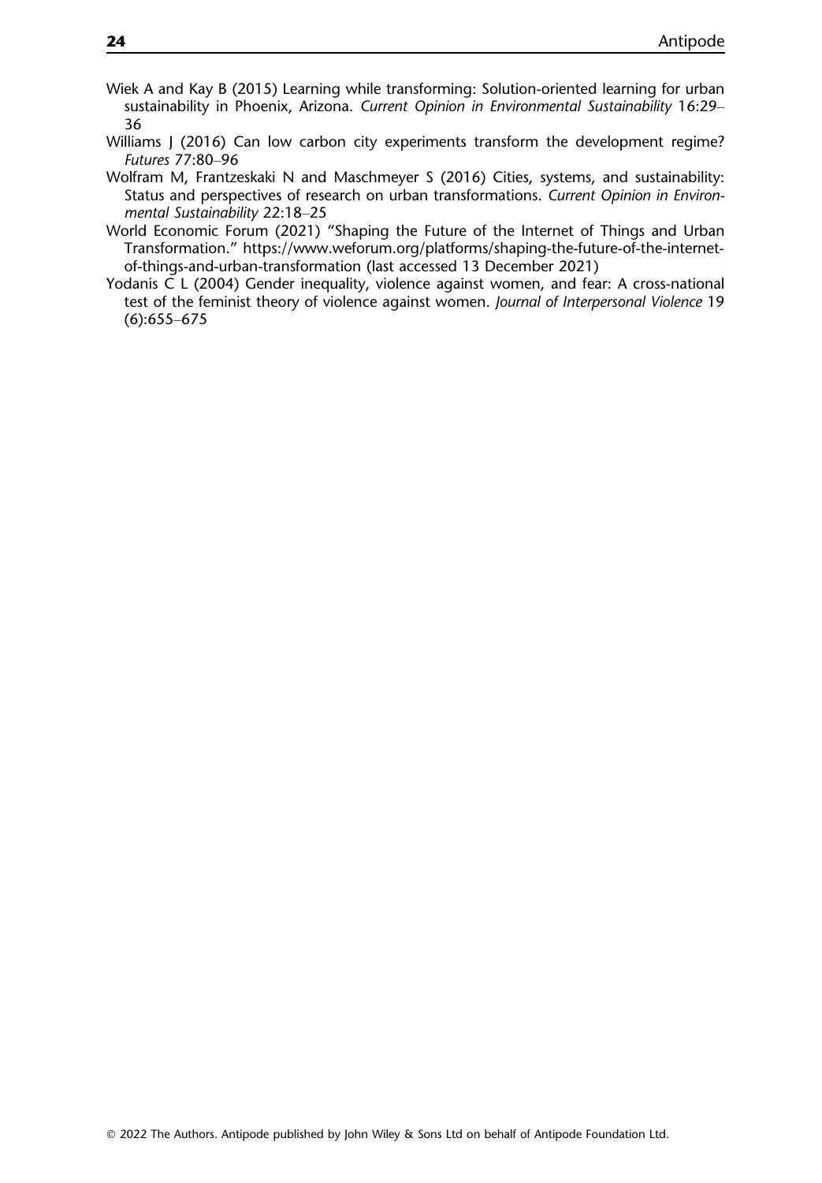Wiek A and Kay B (2015) Learning while transforming: Solution-oriented learning for urban sustainability in Phoenix, Arizona. *Current Opinion in Environmental Sustainability* 16:29–36

Williams J (2016) Can low carbon city experiments transform the development regime? *Futures* 77:80–96

Wolfram M, Frantzeskaki N and Maschmeyer S (2016) Cities, systems, and sustainability: Status and perspectives of research on urban transformations. *Current Opinion in Environmental Sustainability* 22:18–25

World Economic Forum (2021) "Shaping the Future of the Internet of Things and Urban Transformation." https://www.weforum.org/platforms/shaping-the-future-of-the-internet-of-things-and-urban-transformation (last accessed 13 December 2021)

Yodanis C L (2004) Gender inequality, violence against women, and fear: A cross-national test of the feminist theory of violence against women. *Journal of Interpersonal Violence* 19 (6):655–675